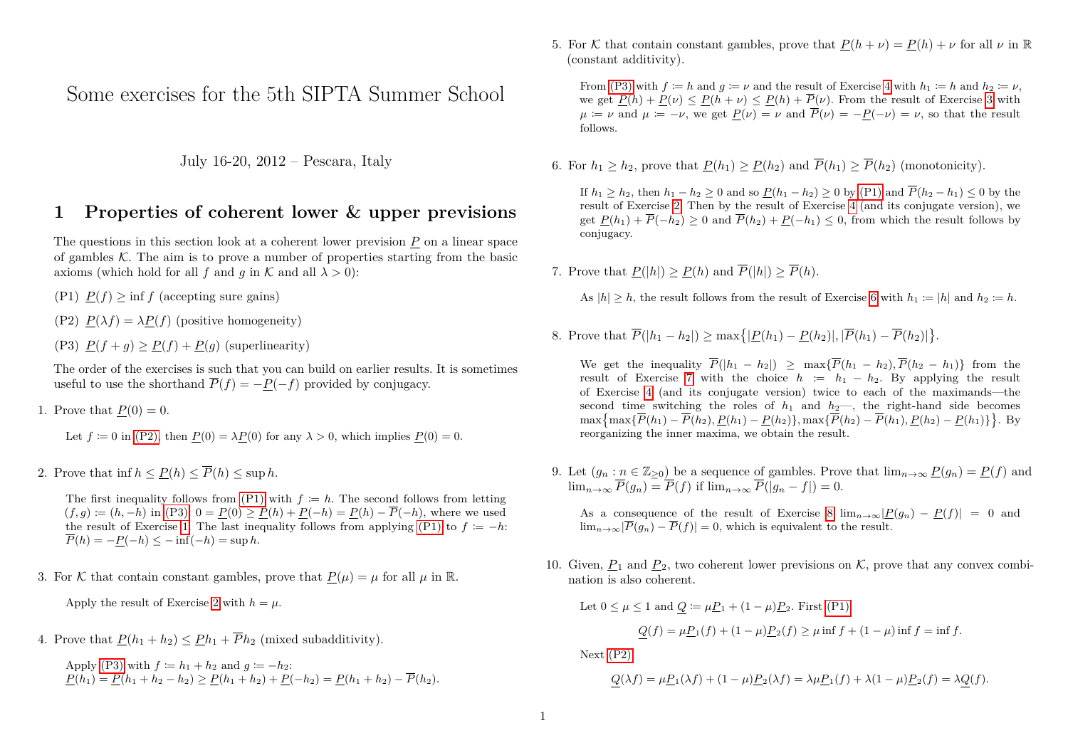# Some exercises for the 5th SIPTA Summer School

July 16-20, 2012 – Pescara, Italy

## 1 Properties of coherent lower & upper previsions

The questions in this section look at a coherent lower prevision $\underline{P}$ on a linear space of gambles $\mathcal{K}$. The aim is to prove a number of properties starting from the basic axioms (which hold for all $f$ and $g$ in $\mathcal{K}$ and all $\lambda > 0$):

(P1) $\underline{P}(f) \geq \inf f$ (accepting sure gains)

(P2) $\underline{P}(\lambda f) = \lambda \underline{P}(f)$ (positive homogeneity)

(P3) $\underline{P}(f+g) \geq \underline{P}(f) + \underline{P}(g)$ (superlinearity)

The order of the exercises is such that you can build on earlier results. It is sometimes useful to use the shorthand $\overline{P}(f) = -\underline{P}(-f)$ provided by conjugacy.

1. Prove that $\underline{P}(0) = 0$.

   Let $f \coloneqq 0$ in (P2), then $\underline{P}(0) = \lambda \underline{P}(0)$ for any $\lambda > 0$, which implies $\underline{P}(0) = 0$.

2. Prove that $\inf h \leq \underline{P}(h) \leq \overline{P}(h) \leq \sup h$.

   The first inequality follows from (P1) with $f \coloneqq h$. The second follows from letting $(f, g) \coloneqq (h, -h)$ in (P3): $0 = \underline{P}(0) \geq \underline{P}(h) + \underline{P}(-h) = \underline{P}(h) - \overline{P}(-h)$, where we used the result of Exercise 1. The last inequality follows from applying (P1) to $f \coloneqq -h$: $\overline{P}(h) = -\underline{P}(-h) \leq -\inf(-h) = \sup h$.

3. For $\mathcal{K}$ that contain constant gambles, prove that $\underline{P}(\mu) = \mu$ for all $\mu$ in $\mathbb{R}$.

   Apply the result of Exercise 2 with $h = \mu$.

4. Prove that $\underline{P}(h_1 + h_2) \leq \underline{P}h_1 + \overline{P}h_2$ (mixed subadditivity).

   Apply (P3) with $f \coloneqq h_1 + h_2$ and $g \coloneqq -h_2$:
   $\underline{P}(h_1) = \underline{P}(h_1 + h_2 - h_2) \geq \underline{P}(h_1 + h_2) + \underline{P}(-h_2) = \underline{P}(h_1 + h_2) - \overline{P}(h_2)$.

5. For $\mathcal{K}$ that contain constant gambles, prove that $\underline{P}(h + \nu) = \underline{P}(h) + \nu$ for all $\nu$ in $\mathbb{R}$ (constant additivity).

   From (P3) with $f \coloneqq h$ and $g \coloneqq \nu$ and the result of Exercise 4 with $h_1 \coloneqq h$ and $h_2 \coloneqq \nu$, we get $\underline{P}(h) + \underline{P}(\nu) \leq \underline{P}(h + \nu) \leq \underline{P}(h) + \overline{P}(\nu)$. From the result of Exercise 3 with $\mu \coloneqq \nu$ and $\mu \coloneqq -\nu$, we get $\underline{P}(\nu) = \nu$ and $\overline{P}(\nu) = -\underline{P}(-\nu) = \nu$, so that the result follows.

6. For $h_1 \geq h_2$, prove that $\underline{P}(h_1) \geq \underline{P}(h_2)$ and $\overline{P}(h_1) \geq \overline{P}(h_2)$ (monotonicity).

   If $h_1 \geq h_2$, then $h_1 - h_2 \geq 0$ and so $\underline{P}(h_1 - h_2) \geq 0$ by (P1) and $\overline{P}(h_2 - h_1) \leq 0$ by the result of Exercise 2. Then by the result of Exercise 4 (and its conjugate version), we get $\underline{P}(h_1) + \overline{P}(-h_2) \geq 0$ and $\overline{P}(h_2) + \underline{P}(-h_1) \leq 0$, from which the result follows by conjugacy.

7. Prove that $\underline{P}(|h|) \geq \underline{P}(h)$ and $\overline{P}(|h|) \geq \overline{P}(h)$.

   As $|h| \geq h$, the result follows from the result of Exercise 6 with $h_1 \coloneqq |h|$ and $h_2 \coloneqq h$.

8. Prove that $\overline{P}(|h_1 - h_2|) \geq \max\{|\underline{P}(h_1) - \underline{P}(h_2)|, |\overline{P}(h_1) - \overline{P}(h_2)|\}$.

   We get the inequality $\overline{P}(|h_1 - h_2|) \geq \max\{\overline{P}(h_1 - h_2), \overline{P}(h_2 - h_1)\}$ from the result of Exercise 7 with the choice $h \coloneqq h_1 - h_2$. By applying the result of Exercise 4 (and its conjugate version) twice to each of the maximands—the second time switching the roles of $h_1$ and $h_2$—, the right-hand side becomes $\max\{\max\{\overline{P}(h_1) - \overline{P}(h_2), \underline{P}(h_1) - \underline{P}(h_2)\}, \max\{\overline{P}(h_2) - \overline{P}(h_1), \underline{P}(h_2) - \underline{P}(h_1)\}\}$. By reorganizing the inner maxima, we obtain the result.

9. Let $(g_n : n \in \mathbb{Z}_{\geq 0})$ be a sequence of gambles. Prove that $\lim_{n\to\infty} \underline{P}(g_n) = \underline{P}(f)$ and $\lim_{n\to\infty} \overline{P}(g_n) = \overline{P}(f)$ if $\lim_{n\to\infty} \overline{P}(|g_n - f|) = 0$.

   As a consequence of the result of Exercise 8 $\lim_{n\to\infty} |\underline{P}(g_n) - \underline{P}(f)| = 0$ and $\lim_{n\to\infty} |\overline{P}(g_n) - \overline{P}(f)| = 0$, which is equivalent to the result.

10. Given, $\underline{P}_1$ and $\underline{P}_2$, two coherent lower previsions on $\mathcal{K}$, prove that any convex combination is also coherent.

    Let $0 \leq \mu \leq 1$ and $\underline{Q} \coloneqq \mu \underline{P}_1 + (1-\mu)\underline{P}_2$. First (P1)

    $$\underline{Q}(f) = \mu \underline{P}_1(f) + (1-\mu)\underline{P}_2(f) \geq \mu \inf f + (1-\mu) \inf f = \inf f.$$

    Next (P2)

    $$\underline{Q}(\lambda f) = \mu \underline{P}_1(\lambda f) + (1-\mu)\underline{P}_2(\lambda f) = \lambda \mu \underline{P}_1(f) + \lambda(1-\mu)\underline{P}_2(f) = \lambda \underline{Q}(f).$$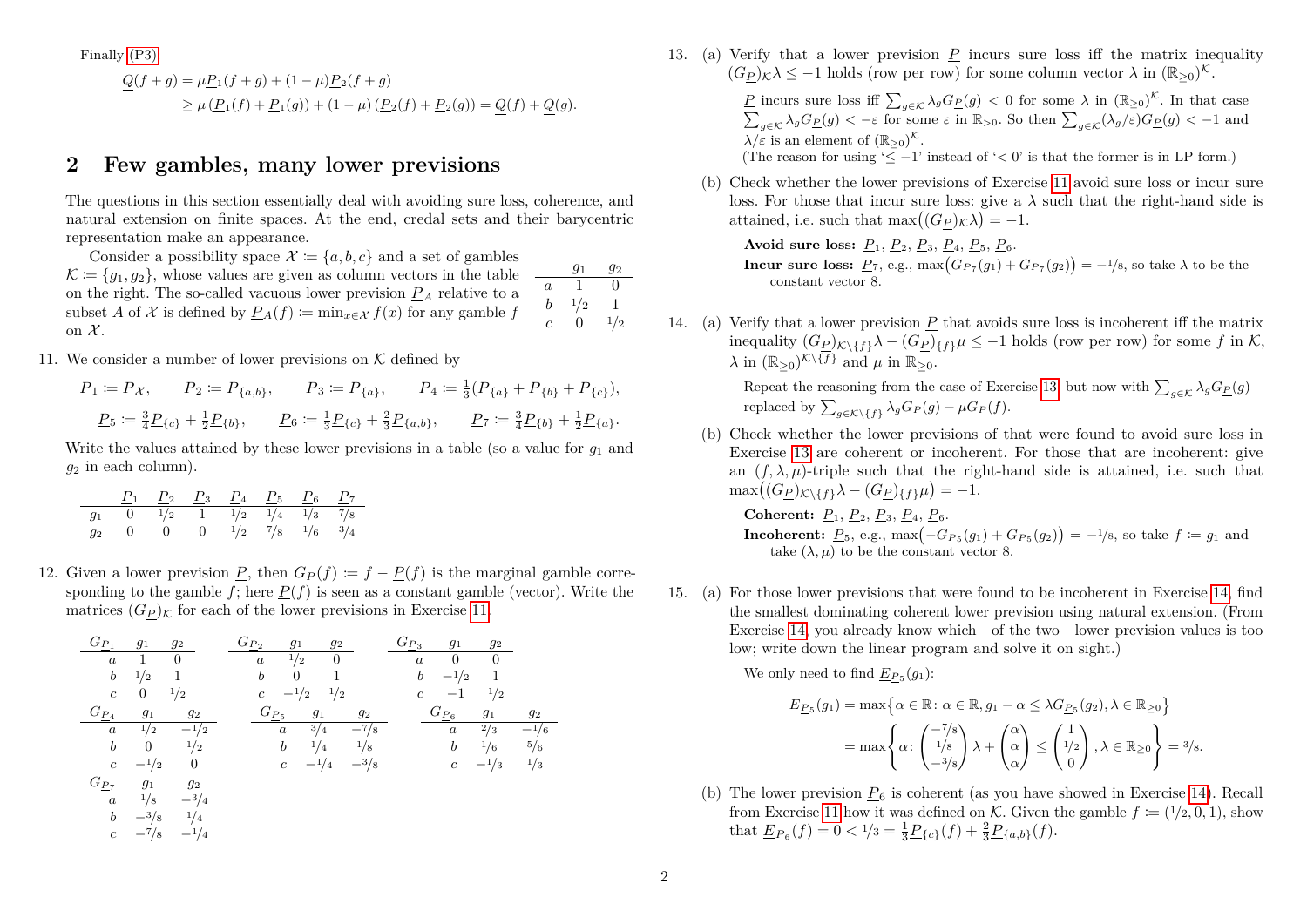Finally (P3)

$$\begin{aligned}\underline{Q}(f+g) &= \mu\underline{P}_1(f+g) + (1-\mu)\underline{P}_2(f+g)\\ &\geq \mu\left(\underline{P}_1(f)+\underline{P}_1(g)\right) + (1-\mu)\left(\underline{P}_2(f)+\underline{P}_2(g)\right) = \underline{Q}(f)+\underline{Q}(g).\end{aligned}$$

## 2 Few gambles, many lower previsions

The questions in this section essentially deal with avoiding sure loss, coherence, and natural extension on finite spaces. At the end, credal sets and their barycentric representation make an appearance.

Consider a possibility space $\mathcal{X} := \{a,b,c\}$ and a set of gambles $\mathcal{K} := \{g_1, g_2\}$, whose values are given as column vectors in the table on the right. The so-called vacuous lower prevision $\underline{P}_A$ relative to a subset $A$ of $\mathcal{X}$ is defined by $\underline{P}_A(f) := \min_{x\in\mathcal{X}} f(x)$ for any gamble $f$ on $\mathcal{X}$.

| | $g_1$ | $g_2$ |
|---|---|---|
| $a$ | 1 | 0 |
| $b$ | $1/2$ | 1 |
| $c$ | 0 | $1/2$ |

11. We consider a number of lower previsions on $\mathcal{K}$ defined by

$$\underline{P}_1 := \underline{P}_{\mathcal{X}}, \qquad \underline{P}_2 := \underline{P}_{\{a,b\}}, \qquad \underline{P}_3 := \underline{P}_{\{a\}}, \qquad \underline{P}_4 := \tfrac{1}{3}(\underline{P}_{\{a\}}+\underline{P}_{\{b\}}+\underline{P}_{\{c\}}),$$

$$\underline{P}_5 := \tfrac{3}{4}\underline{P}_{\{c\}}+\tfrac{1}{2}\underline{P}_{\{b\}}, \qquad \underline{P}_6 := \tfrac{1}{3}\underline{P}_{\{c\}}+\tfrac{2}{3}\underline{P}_{\{a,b\}}, \qquad \underline{P}_7 := \tfrac{3}{4}\underline{P}_{\{b\}}+\tfrac{1}{2}\underline{P}_{\{a\}}.$$

Write the values attained by these lower previsions in a table (so a value for $g_1$ and $g_2$ in each column).

| | $\underline{P}_1$ | $\underline{P}_2$ | $\underline{P}_3$ | $\underline{P}_4$ | $\underline{P}_5$ | $\underline{P}_6$ | $\underline{P}_7$ |
|---|---|---|---|---|---|---|---|
| $g_1$ | 0 | $1/2$ | 1 | $1/2$ | $1/4$ | $1/3$ | $7/8$ |
| $g_2$ | 0 | 0 | 0 | $1/2$ | $7/8$ | $1/6$ | $3/4$ |

12. Given a lower prevision $\underline{P}$, then $G_{\underline{P}}(f) := f - \underline{P}(f)$ is the marginal gamble corresponding to the gamble $f$; here $\underline{P}(f)$ is seen as a constant gamble (vector). Write the matrices $(G_{\underline{P}})_{\mathcal{K}}$ for each of the lower previsions in Exercise 11.

| $G_{\underline{P}_1}$ | $g_1$ | $g_2$ |
|---|---|---|
| $a$ | 1 | 0 |
| $b$ | $1/2$ | 1 |
| $c$ | 0 | $1/2$ |

| $G_{\underline{P}_2}$ | $g_1$ | $g_2$ |
|---|---|---|
| $a$ | $1/2$ | 0 |
| $b$ | 0 | 1 |
| $c$ | $-1/2$ | $1/2$ |

| $G_{\underline{P}_3}$ | $g_1$ | $g_2$ |
|---|---|---|
| $a$ | 0 | 0 |
| $b$ | $-1/2$ | 1 |
| $c$ | $-1$ | $1/2$ |

| $G_{\underline{P}_4}$ | $g_1$ | $g_2$ |
|---|---|---|
| $a$ | $1/2$ | $-1/2$ |
| $b$ | 0 | $1/2$ |
| $c$ | $-1/2$ | 0 |

| $G_{\underline{P}_5}$ | $g_1$ | $g_2$ |
|---|---|---|
| $a$ | $3/4$ | $-7/8$ |
| $b$ | $1/4$ | $1/8$ |
| $c$ | $-1/4$ | $-3/8$ |

| $G_{\underline{P}_6}$ | $g_1$ | $g_2$ |
|---|---|---|
| $a$ | $2/3$ | $-1/6$ |
| $b$ | $1/6$ | $5/6$ |
| $c$ | $-1/3$ | $1/3$ |

| $G_{\underline{P}_7}$ | $g_1$ | $g_2$ |
|---|---|---|
| $a$ | $1/8$ | $-3/4$ |
| $b$ | $-3/8$ | $1/4$ |
| $c$ | $-7/8$ | $-1/4$ |

13. (a) Verify that a lower prevision $\underline{P}$ incurs sure loss iff the matrix inequality $(G_{\underline{P}})_{\mathcal{K}}\lambda \leq -1$ holds (row per row) for some column vector $\lambda$ in $(\mathbb{R}_{\geq 0})^{\mathcal{K}}$.

    $\underline{P}$ incurs sure loss iff $\sum_{g\in\mathcal{K}}\lambda_g G_{\underline{P}}(g) < 0$ for some $\lambda$ in $(\mathbb{R}_{\geq 0})^{\mathcal{K}}$. In that case $\sum_{g\in\mathcal{K}}\lambda_g G_{\underline{P}}(g) < -\varepsilon$ for some $\varepsilon$ in $\mathbb{R}_{>0}$. So then $\sum_{g\in\mathcal{K}}(\lambda_g/\varepsilon)G_{\underline{P}}(g) < -1$ and $\lambda/\varepsilon$ is an element of $(\mathbb{R}_{\geq 0})^{\mathcal{K}}$.
    (The reason for using '$\leq -1$' instead of '$< 0$' is that the former is in LP form.)

    (b) Check whether the lower previsions of Exercise 11 avoid sure loss or incur sure loss. For those that incur sure loss: give a $\lambda$ such that the right-hand side is attained, i.e. such that $\max\big((G_{\underline{P}})_{\mathcal{K}}\lambda\big) = -1$.

    **Avoid sure loss:** $\underline{P}_1$, $\underline{P}_2$, $\underline{P}_3$, $\underline{P}_4$, $\underline{P}_5$, $\underline{P}_6$.
    **Incur sure loss:** $\underline{P}_7$, e.g., $\max\big(G_{\underline{P}_7}(g_1)+G_{\underline{P}_7}(g_2)\big) = -1/8$, so take $\lambda$ to be the constant vector 8.

14. (a) Verify that a lower prevision $\underline{P}$ that avoids sure loss is incoherent iff the matrix inequality $(G_{\underline{P}})_{\mathcal{K}\setminus\{f\}}\lambda - (G_{\underline{P}})_{\{f\}}\mu \leq -1$ holds (row per row) for some $f$ in $\mathcal{K}$, $\lambda$ in $(\mathbb{R}_{\geq 0})^{\mathcal{K}\setminus\{f\}}$ and $\mu$ in $\mathbb{R}_{\geq 0}$.

    Repeat the reasoning from the case of Exercise 13, but now with $\sum_{g\in\mathcal{K}}\lambda_g G_{\underline{P}}(g)$ replaced by $\sum_{g\in\mathcal{K}\setminus\{f\}}\lambda_g G_{\underline{P}}(g) - \mu G_{\underline{P}}(f)$.

    (b) Check whether the lower previsions of that were found to avoid sure loss in Exercise 13 are coherent or incoherent. For those that are incoherent: give an $(f,\lambda,\mu)$-triple such that the right-hand side is attained, i.e. such that $\max\big((G_{\underline{P}})_{\mathcal{K}\setminus\{f\}}\lambda - (G_{\underline{P}})_{\{f\}}\mu\big) = -1$.

    **Coherent:** $\underline{P}_1$, $\underline{P}_2$, $\underline{P}_3$, $\underline{P}_4$, $\underline{P}_6$.
    **Incoherent:** $\underline{P}_5$, e.g., $\max\big(-G_{\underline{P}_5}(g_1)+G_{\underline{P}_5}(g_2)\big) = -1/8$, so take $f := g_1$ and take $(\lambda,\mu)$ to be the constant vector 8.

15. (a) For those lower previsions that were found to be incoherent in Exercise 14, find the smallest dominating coherent lower prevision using natural extension. (From Exercise 14, you already know which—of the two—lower prevision values is too low; write down the linear program and solve it on sight.)

    We only need to find $\underline{E}_{\underline{P}_5}(g_1)$:

$$\begin{aligned}\underline{E}_{\underline{P}_5}(g_1) &= \max\big\{\alpha\in\mathbb{R}\colon \alpha\in\mathbb{R}, g_1-\alpha\leq\lambda G_{\underline{P}_5}(g_2), \lambda\in\mathbb{R}_{\geq 0}\big\}\\ &= \max\left\{\alpha\colon \begin{pmatrix}-7/8\\1/8\\-3/8\end{pmatrix}\lambda + \begin{pmatrix}\alpha\\\alpha\\\alpha\end{pmatrix} \leq \begin{pmatrix}1\\1/2\\0\end{pmatrix}, \lambda\in\mathbb{R}_{\geq 0}\right\} = 3/8.\end{aligned}$$

    (b) The lower prevision $\underline{P}_6$ is coherent (as you have showed in Exercise 14). Recall from Exercise 11 how it was defined on $\mathcal{K}$. Given the gamble $f := (1/2, 0, 1)$, show that $\underline{E}_{\underline{P}_6}(f) = 0 < 1/3 = \frac{1}{3}\underline{P}_{\{c\}}(f) + \frac{2}{3}\underline{P}_{\{a,b\}}(f)$.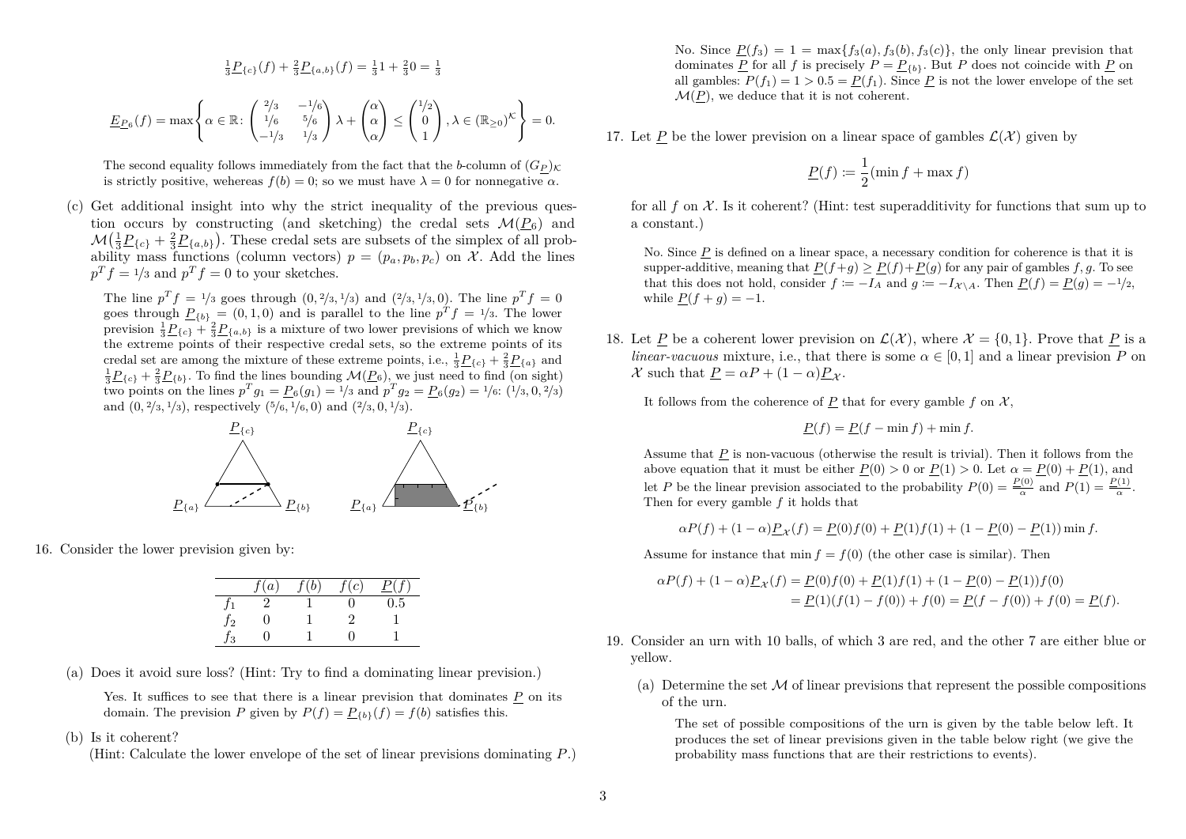$$\tfrac{1}{3}\underline{P}_{\{c\}}(f) + \tfrac{2}{3}\underline{P}_{\{a,b\}}(f) = \tfrac{1}{3}1 + \tfrac{2}{3}0 = \tfrac{1}{3}$$

$$\underline{E}_{\underline{P}_6}(f) = \max\left\{ \alpha \in \mathbb{R} : \begin{pmatrix} 2/3 & -1/6 \\ 1/6 & 5/6 \\ -1/3 & 1/3 \end{pmatrix} \lambda + \begin{pmatrix} \alpha \\ \alpha \\ \alpha \end{pmatrix} \leq \begin{pmatrix} 1/2 \\ 0 \\ 1 \end{pmatrix}, \lambda \in (\mathbb{R}_{\geq 0})^{\mathcal{K}} \right\} = 0.$$

The second equality follows immediately from the fact that the $b$-column of $(G_{\underline{P}})_{\mathcal{K}}$ is strictly positive, wehereas $f(b) = 0$; so we must have $\lambda = 0$ for nonnegative $\alpha$.

(c) Get additional insight into why the strict inequality of the previous question occurs by constructing (and sketching) the credal sets $\mathcal{M}(\underline{P}_6)$ and $\mathcal{M}(\frac{1}{3}\underline{P}_{\{c\}} + \frac{2}{3}\underline{P}_{\{a,b\}})$. These credal sets are subsets of the simplex of all probability mass functions (column vectors) $p = (p_a, p_b, p_c)$ on $\mathcal{X}$. Add the lines $p^T f = 1/3$ and $p^T f = 0$ to your sketches.

The line $p^T f = 1/3$ goes through $(0, 2/3, 1/3)$ and $(2/3, 1/3, 0)$. The line $p^T f = 0$ goes through $\underline{P}_{\{b\}} = (0, 1, 0)$ and is parallel to the line $p^T f = 1/3$. The lower prevision $\frac{1}{3}\underline{P}_{\{c\}} + \frac{2}{3}\underline{P}_{\{a,b\}}$ is a mixture of two lower previsions of which we know the extreme points of their respective credal sets, so the extreme points of its credal set are among the mixture of these extreme points, i.e., $\frac{1}{3}\underline{P}_{\{c\}} + \frac{2}{3}\underline{P}_{\{a\}}$ and $\frac{1}{3}\underline{P}_{\{c\}} + \frac{2}{3}\underline{P}_{\{b\}}$. To find the lines bounding $\mathcal{M}(\underline{P}_6)$, we just need to find (on sight) two points on the lines $p^T g_1 = \underline{P}_6(g_1) = 1/3$ and $p^T g_2 = \underline{P}_6(g_2) = 1/6$: $(1/3, 0, 2/3)$ and $(0, 2/3, 1/3)$, respectively $(5/6, 1/6, 0)$ and $(2/3, 0, 1/3)$.

16. Consider the lower prevision given by:

| | $f(a)$ | $f(b)$ | $f(c)$ | $\underline{P}(f)$ |
|---|---|---|---|---|
| $f_1$ | 2 | 1 | 0 | 0.5 |
| $f_2$ | 0 | 1 | 2 | 1 |
| $f_3$ | 0 | 1 | 0 | 1 |

(a) Does it avoid sure loss? (Hint: Try to find a dominating linear prevision.)

Yes. It suffices to see that there is a linear prevision that dominates $\underline{P}$ on its domain. The prevision $P$ given by $P(f) = \underline{P}_{\{b\}}(f) = f(b)$ satisfies this.

(b) Is it coherent?
(Hint: Calculate the lower envelope of the set of linear previsions dominating $P$.)

No. Since $\underline{P}(f_3) = 1 = \max\{f_3(a), f_3(b), f_3(c)\}$, the only linear prevision that dominates $\underline{P}$ for all $f$ is precisely $P = \underline{P}_{\{b\}}$. But $P$ does not coincide with $\underline{P}$ on all gambles: $P(f_1) = 1 > 0.5 = \underline{P}(f_1)$. Since $\underline{P}$ is not the lower envelope of the set $\mathcal{M}(\underline{P})$, we deduce that it is not coherent.

17. Let $\underline{P}$ be the lower prevision on a linear space of gambles $\mathcal{L}(\mathcal{X})$ given by

$$\underline{P}(f) := \frac{1}{2}(\min f + \max f)$$

for all $f$ on $\mathcal{X}$. Is it coherent? (Hint: test superadditivity for functions that sum up to a constant.)

No. Since $\underline{P}$ is defined on a linear space, a necessary condition for coherence is that it is supper-additive, meaning that $\underline{P}(f+g) \geq \underline{P}(f) + \underline{P}(g)$ for any pair of gambles $f, g$. To see that this does not hold, consider $f := -I_A$ and $g := -I_{\mathcal{X}\setminus A}$. Then $\underline{P}(f) = \underline{P}(g) = -1/2$, while $\underline{P}(f+g) = -1$.

18. Let $\underline{P}$ be a coherent lower prevision on $\mathcal{L}(\mathcal{X})$, where $\mathcal{X} = \{0, 1\}$. Prove that $\underline{P}$ is a *linear-vacuous* mixture, i.e., that there is some $\alpha \in [0, 1]$ and a linear prevision $P$ on $\mathcal{X}$ such that $\underline{P} = \alpha P + (1-\alpha)\underline{P}_{\mathcal{X}}$.

It follows from the coherence of $\underline{P}$ that for every gamble $f$ on $\mathcal{X}$,

$$\underline{P}(f) = \underline{P}(f - \min f) + \min f.$$

Assume that $\underline{P}$ is non-vacuous (otherwise the result is trivial). Then it follows from the above equation that it must be either $\underline{P}(0) > 0$ or $\underline{P}(1) > 0$. Let $\alpha = \underline{P}(0) + \underline{P}(1)$, and let $P$ be the linear prevision associated to the probability $P(0) = \frac{\underline{P}(0)}{\alpha}$ and $P(1) = \frac{\underline{P}(1)}{\alpha}$. Then for every gamble $f$ it holds that

$$\alpha P(f) + (1-\alpha)\underline{P}_{\mathcal{X}}(f) = \underline{P}(0)f(0) + \underline{P}(1)f(1) + (1 - \underline{P}(0) - \underline{P}(1)) \min f.$$

Assume for instance that $\min f = f(0)$ (the other case is similar). Then

$$\begin{aligned} \alpha P(f) + (1-\alpha)\underline{P}_{\mathcal{X}}(f) &= \underline{P}(0)f(0) + \underline{P}(1)f(1) + (1 - \underline{P}(0) - \underline{P}(1))f(0) \\ &= \underline{P}(1)(f(1) - f(0)) + f(0) = \underline{P}(f - f(0)) + f(0) = \underline{P}(f). \end{aligned}$$

19. Consider an urn with 10 balls, of which 3 are red, and the other 7 are either blue or yellow.

(a) Determine the set $\mathcal{M}$ of linear previsions that represent the possible compositions of the urn.

The set of possible compositions of the urn is given by the table below left. It produces the set of linear previsions given in the table below right (we give the probability mass functions that are their restrictions to events).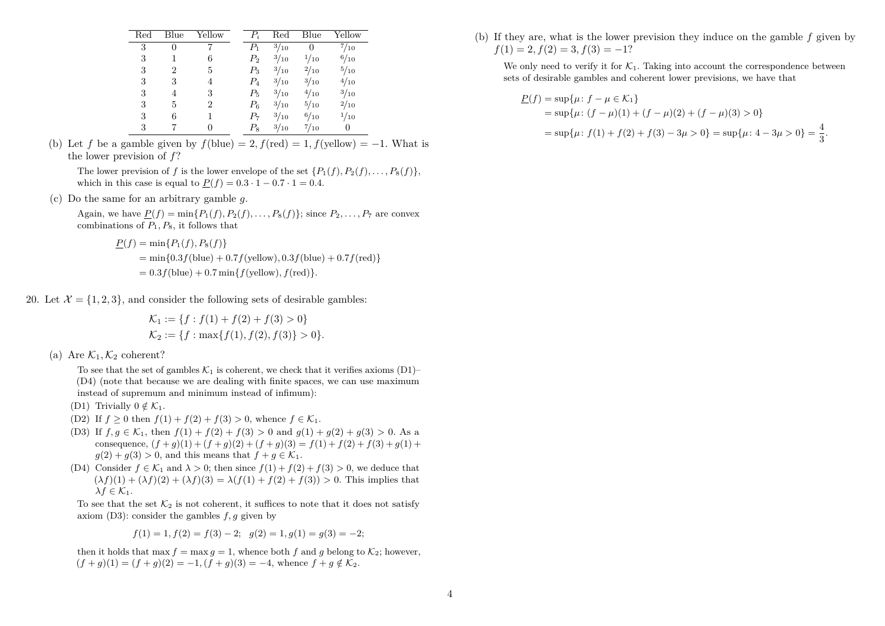| Red | Blue | Yellow |
|---|---|---|
| 3 | 0 | 7 |
| 3 | 1 | 6 |
| 3 | 2 | 5 |
| 3 | 3 | 4 |
| 3 | 4 | 3 |
| 3 | 5 | 2 |
| 3 | 6 | 1 |
| 3 | 7 | 0 |

| $P_i$ | Red | Blue | Yellow |
|---|---|---|---|
| $P_1$ | $3/10$ | $0$ | $7/10$ |
| $P_2$ | $3/10$ | $1/10$ | $6/10$ |
| $P_3$ | $3/10$ | $2/10$ | $5/10$ |
| $P_4$ | $3/10$ | $3/10$ | $4/10$ |
| $P_5$ | $3/10$ | $4/10$ | $3/10$ |
| $P_6$ | $3/10$ | $5/10$ | $2/10$ |
| $P_7$ | $3/10$ | $6/10$ | $1/10$ |
| $P_8$ | $3/10$ | $7/10$ | $0$ |

(b) Let $f$ be a gamble given by $f(\text{blue}) = 2, f(\text{red}) = 1, f(\text{yellow}) = -1$. What is the lower prevision of $f$?

The lower prevision of $f$ is the lower envelope of the set $\{P_1(f), P_2(f), \dots, P_8(f)\}$, which in this case is equal to $\underline{P}(f) = 0.3 \cdot 1 - 0.7 \cdot 1 = 0.4$.

(c) Do the same for an arbitrary gamble $g$.

Again, we have $\underline{P}(f) = \min\{P_1(f), P_2(f), \dots, P_8(f)\}$; since $P_2, \dots, P_7$ are convex combinations of $P_1, P_8$, it follows that

$$\begin{aligned}
\underline{P}(f) &= \min\{P_1(f), P_8(f)\} \\
&= \min\{0.3f(\text{blue}) + 0.7f(\text{yellow}), 0.3f(\text{blue}) + 0.7f(\text{red})\} \\
&= 0.3f(\text{blue}) + 0.7\min\{f(\text{yellow}), f(\text{red})\}.
\end{aligned}$$

20. Let $\mathcal{X} = \{1, 2, 3\}$, and consider the following sets of desirable gambles:

$$\mathcal{K}_1 := \{f : f(1) + f(2) + f(3) > 0\}$$
$$\mathcal{K}_2 := \{f : \max\{f(1), f(2), f(3)\} > 0\}.$$

(a) Are $\mathcal{K}_1, \mathcal{K}_2$ coherent?

To see that the set of gambles $\mathcal{K}_1$ is coherent, we check that it verifies axioms (D1)–(D4) (note that because we are dealing with finite spaces, we can use maximum instead of supremum and minimum instead of infimum):

- (D1) Trivially $0 \notin \mathcal{K}_1$.
- (D2) If $f \geq 0$ then $f(1) + f(2) + f(3) > 0$, whence $f \in \mathcal{K}_1$.
- (D3) If $f, g \in \mathcal{K}_1$, then $f(1) + f(2) + f(3) > 0$ and $g(1) + g(2) + g(3) > 0$. As a consequence, $(f + g)(1) + (f + g)(2) + (f + g)(3) = f(1) + f(2) + f(3) + g(1) + g(2) + g(3) > 0$, and this means that $f + g \in \mathcal{K}_1$.
- (D4) Consider $f \in \mathcal{K}_1$ and $\lambda > 0$; then since $f(1) + f(2) + f(3) > 0$, we deduce that $(\lambda f)(1) + (\lambda f)(2) + (\lambda f)(3) = \lambda(f(1) + f(2) + f(3)) > 0$. This implies that $\lambda f \in \mathcal{K}_1$.

To see that the set $\mathcal{K}_2$ is not coherent, it suffices to note that it does not satisfy axiom (D3): consider the gambles $f, g$ given by

$$f(1) = 1, f(2) = f(3) - 2; \quad g(2) = 1, g(1) = g(3) = -2;$$

then it holds that $\max f = \max g = 1$, whence both $f$ and $g$ belong to $\mathcal{K}_2$; however, $(f + g)(1) = (f + g)(2) = -1, (f + g)(3) = -4$, whence $f + g \notin \mathcal{K}_2$.

(b) If they are, what is the lower prevision they induce on the gamble $f$ given by $f(1) = 2, f(2) = 3, f(3) = -1$?

We only need to verify it for $\mathcal{K}_1$. Taking into account the correspondence between sets of desirable gambles and coherent lower previsions, we have that

$$\begin{aligned}
\underline{P}(f) &= \sup\{\mu : f - \mu \in \mathcal{K}_1\} \\
&= \sup\{\mu : (f - \mu)(1) + (f - \mu)(2) + (f - \mu)(3) > 0\} \\
&= \sup\{\mu : f(1) + f(2) + f(3) - 3\mu > 0\} = \sup\{\mu : 4 - 3\mu > 0\} = \frac{4}{3}.
\end{aligned}$$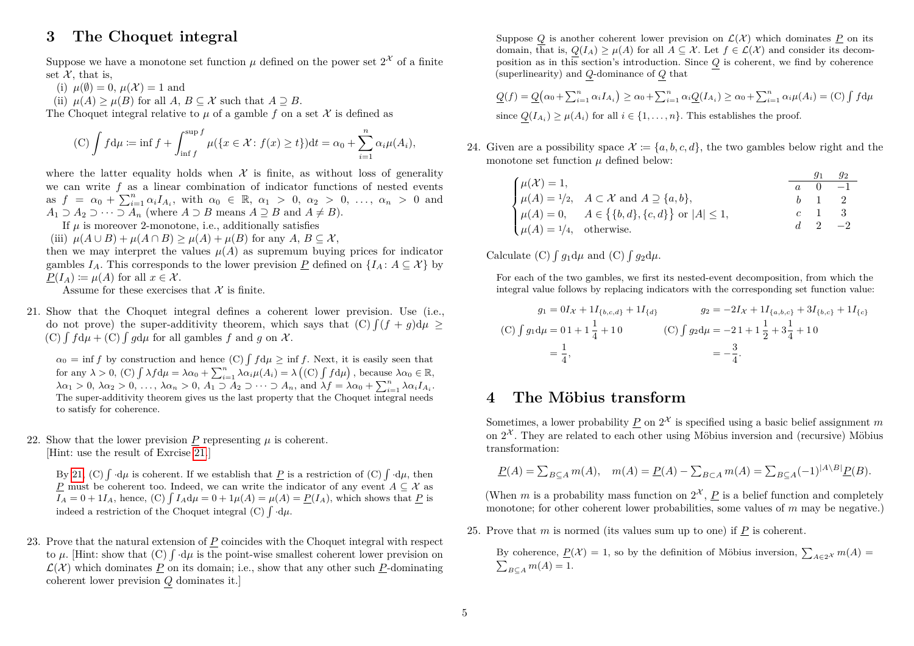## 3 The Choquet integral

Suppose we have a monotone set function $\mu$ defined on the power set $2^{\mathcal{X}}$ of a finite set $\mathcal{X}$, that is,

(i) $\mu(\emptyset) = 0$, $\mu(\mathcal{X}) = 1$ and
(ii) $\mu(A) \geq \mu(B)$ for all $A, B \subseteq \mathcal{X}$ such that $A \supseteq B$.

The Choquet integral relative to $\mu$ of a gamble $f$ on a set $\mathcal{X}$ is defined as

$$(\mathrm{C})\int f\mathrm{d}\mu \coloneqq \inf f + \int_{\inf f}^{\sup f} \mu(\{x \in \mathcal{X} \colon f(x) \geq t\})\mathrm{d}t = \alpha_0 + \sum_{i=1}^{n} \alpha_i \mu(A_i),$$

where the latter equality holds when $\mathcal{X}$ is finite, as without loss of generality we can write $f$ as a linear combination of indicator functions of nested events as $f = \alpha_0 + \sum_{i=1}^{n} \alpha_i I_{A_i}$, with $\alpha_0 \in \mathbb{R}$, $\alpha_1 > 0$, $\alpha_2 > 0$, $\dots$, $\alpha_n > 0$ and $A_1 \supset A_2 \supset \cdots \supset A_n$ (where $A \supset B$ means $A \supseteq B$ and $A \neq B$).

If $\mu$ is moreover 2-monotone, i.e., additionally satisfies

(iii) $\mu(A \cup B) + \mu(A \cap B) \geq \mu(A) + \mu(B)$ for any $A, B \subseteq \mathcal{X}$,

then we may interpret the values $\mu(A)$ as supremum buying prices for indicator gambles $I_A$. This corresponds to the lower prevision $\underline{P}$ defined on $\{I_A \colon A \subseteq \mathcal{X}\}$ by $\underline{P}(I_A) \coloneqq \mu(A)$ for all $x \in \mathcal{X}$.

Assume for these exercises that $\mathcal{X}$ is finite.

21. Show that the Choquet integral defines a coherent lower prevision. Use (i.e., do not prove) the super-additivity theorem, which says that $(\mathrm{C})\int (f+g)\mathrm{d}\mu \geq (\mathrm{C})\int f\mathrm{d}\mu + (\mathrm{C})\int g\mathrm{d}\mu$ for all gambles $f$ and $g$ on $\mathcal{X}$.

    $\alpha_0 = \inf f$ by construction and hence $(\mathrm{C})\int f\mathrm{d}\mu \geq \inf f$. Next, it is easily seen that for any $\lambda > 0$, $(\mathrm{C})\int \lambda f\mathrm{d}\mu = \lambda\alpha_0 + \sum_{i=1}^{n} \lambda\alpha_i\mu(A_i) = \lambda\big((\mathrm{C})\int f\mathrm{d}\mu\big)$, because $\lambda\alpha_0 \in \mathbb{R}$, $\lambda\alpha_1 > 0$, $\lambda\alpha_2 > 0$, $\dots$, $\lambda\alpha_n > 0$, $A_1 \supset A_2 \supset \cdots \supset A_n$, and $\lambda f = \lambda\alpha_0 + \sum_{i=1}^{n} \lambda\alpha_i I_{A_i}$. The super-additivity theorem gives us the last property that the Choquet integral needs to satisfy for coherence.

22. Show that the lower prevision $\underline{P}$ representing $\mu$ is coherent.
[Hint: use the result of Exrcise 21.]

    By 21, $(\mathrm{C})\int \cdot\mathrm{d}\mu$ is coherent. If we establish that $\underline{P}$ is a restriction of $(\mathrm{C})\int \cdot\mathrm{d}\mu$, then $\underline{P}$ must be coherent too. Indeed, we can write the indicator of any event $A \subseteq \mathcal{X}$ as $I_A = 0 + 1I_A$, hence, $(\mathrm{C})\int I_A\mathrm{d}\mu = 0 + 1\mu(A) = \mu(A) = \underline{P}(I_A)$, which shows that $\underline{P}$ is indeed a restriction of the Choquet integral $(\mathrm{C})\int \cdot\mathrm{d}\mu$.

23. Prove that the natural extension of $\underline{P}$ coincides with the Choquet integral with respect to $\mu$. [Hint: show that $(\mathrm{C})\int \cdot\mathrm{d}\mu$ is the point-wise smallest coherent lower prevision on $\mathcal{L}(\mathcal{X})$ which dominates $\underline{P}$ on its domain; i.e., show that any other such $\underline{P}$-dominating coherent lower prevision $\underline{Q}$ dominates it.]

    Suppose $\underline{Q}$ is another coherent lower prevision on $\mathcal{L}(\mathcal{X})$ which dominates $\underline{P}$ on its domain, that is, $\underline{Q}(I_A) \geq \mu(A)$ for all $A \subseteq \mathcal{X}$. Let $f \in \mathcal{L}(\mathcal{X})$ and consider its decomposition as in this section's introduction. Since $\underline{Q}$ is coherent, we find by coherence (superlinearity) and $\underline{Q}$-dominance of $\underline{Q}$ that

    $$\underline{Q}(f) = \underline{Q}\big(\alpha_0 + \textstyle\sum_{i=1}^{n} \alpha_i I_{A_i}\big) \geq \alpha_0 + \sum_{i=1}^{n} \alpha_i \underline{Q}(I_{A_i}) \geq \alpha_0 + \sum_{i=1}^{n} \alpha_i \mu(A_i) = (\mathrm{C})\int f\mathrm{d}\mu$$

    since $\underline{Q}(I_{A_i}) \geq \mu(A_i)$ for all $i \in \{1, \dots, n\}$. This establishes the proof.

24. Given are a possibility space $\mathcal{X} \coloneqq \{a, b, c, d\}$, the two gambles below right and the monotone set function $\mu$ defined below:

    $$\begin{cases} \mu(\mathcal{X}) = 1, & \\ \mu(A) = 1/2, & A \subset \mathcal{X} \text{ and } A \supseteq \{a, b\}, \\ \mu(A) = 0, & A \in \big\{\{b, d\}, \{c, d\}\big\} \text{ or } |A| \leq 1, \\ \mu(A) = 1/4, & \text{otherwise.} \end{cases}$$

    | | $g_1$ | $g_2$ |
    |---|---|---|
    | $a$ | 0 | −1 |
    | $b$ | 1 | 2 |
    | $c$ | 1 | 3 |
    | $d$ | 2 | −2 |

    Calculate $(\mathrm{C})\int g_1\mathrm{d}\mu$ and $(\mathrm{C})\int g_2\mathrm{d}\mu$.

    For each of the two gambles, we first its nested-event decomposition, from which the integral value follows by replacing indicators with the corresponding set function value:

    $$g_1 = 0I_{\mathcal{X}} + 1I_{\{b,c,d\}} + 1I_{\{d\}} \qquad g_2 = -2I_{\mathcal{X}} + 1I_{\{a,b,c\}} + 3I_{\{b,c\}} + 1I_{\{c\}}$$

    $$(\mathrm{C})\int g_1\mathrm{d}\mu = 0\,1 + 1\,\frac{1}{4} + 1\,0 = \frac{1}{4}, \qquad (\mathrm{C})\int g_2\mathrm{d}\mu = -2\,1 + 1\,\frac{1}{2} + 3\,\frac{1}{4} + 1\,0 = -\frac{3}{4}.$$

## 4 The Möbius transform

Sometimes, a lower probability $\underline{P}$ on $2^{\mathcal{X}}$ is specified using a basic belief assignment $m$ on $2^{\mathcal{X}}$. They are related to each other using Möbius inversion and (recursive) Möbius transformation:

$$\underline{P}(A) = \textstyle\sum_{B \subseteq A} m(A), \quad m(A) = \underline{P}(A) - \sum_{B \subset A} m(A) = \sum_{B \subseteq A} (-1)^{|A \setminus B|}\underline{P}(B).$$

(When $m$ is a probability mass function on $2^{\mathcal{X}}$, $\underline{P}$ is a belief function and completely monotone; for other coherent lower probabilities, some values of $m$ may be negative.)

25. Prove that $m$ is normed (its values sum up to one) if $\underline{P}$ is coherent.

    By coherence, $\underline{P}(\mathcal{X}) = 1$, so by the definition of Möbius inversion, $\sum_{A \in 2^{\mathcal{X}}} m(A) = \sum_{B \subseteq A} m(A) = 1$.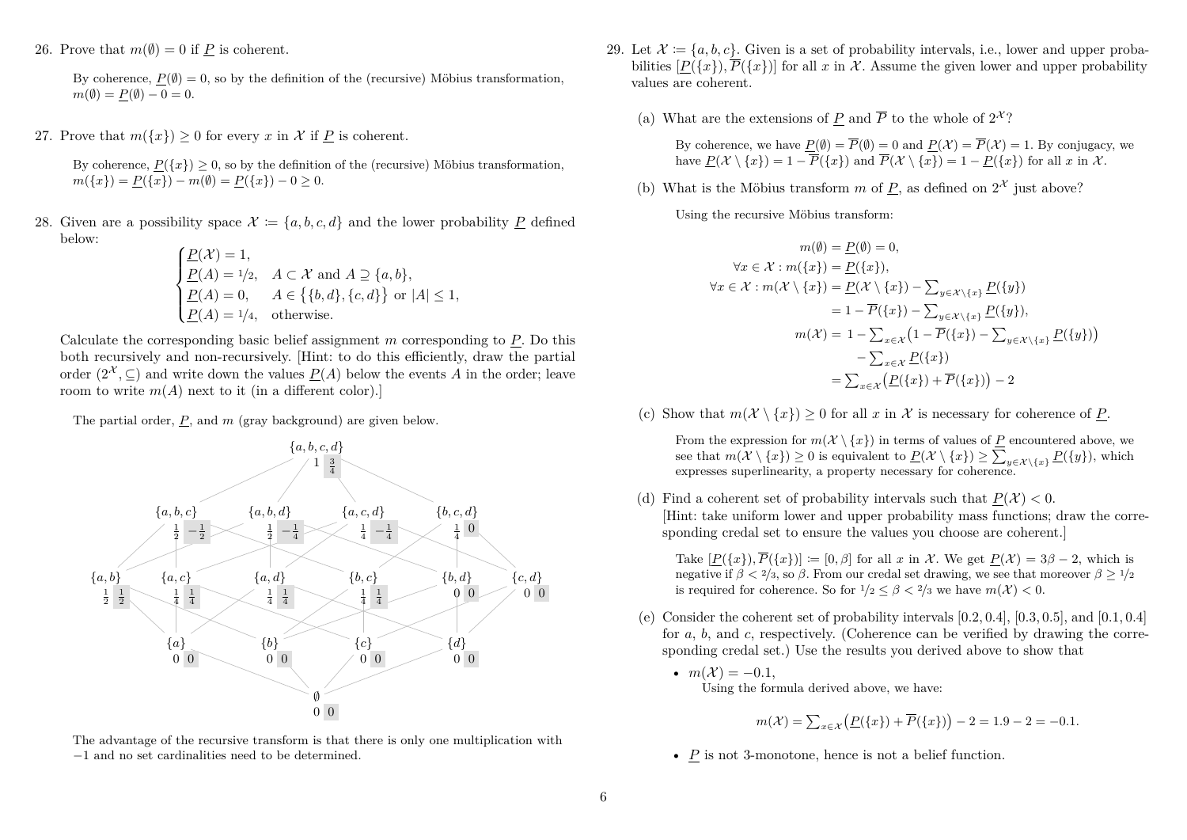26. Prove that $m(\emptyset) = 0$ if $\underline{P}$ is coherent.

    By coherence, $\underline{P}(\emptyset) = 0$, so by the definition of the (recursive) Möbius transformation, $m(\emptyset) = \underline{P}(\emptyset) - 0 = 0$.

27. Prove that $m(\{x\}) \geq 0$ for every $x$ in $\mathcal{X}$ if $\underline{P}$ is coherent.

    By coherence, $\underline{P}(\{x\}) \geq 0$, so by the definition of the (recursive) Möbius transformation, $m(\{x\}) = \underline{P}(\{x\}) - m(\emptyset) = \underline{P}(\{x\}) - 0 \geq 0$.

28. Given are a possibility space $\mathcal{X} := \{a, b, c, d\}$ and the lower probability $\underline{P}$ defined below:

$$\begin{cases} \underline{P}(\mathcal{X}) = 1, \\ \underline{P}(A) = 1/2, & A \subset \mathcal{X} \text{ and } A \supseteq \{a, b\}, \\ \underline{P}(A) = 0, & A \in \big\{\{b,d\},\{c,d\}\big\} \text{ or } |A| \leq 1, \\ \underline{P}(A) = 1/4, & \text{otherwise.} \end{cases}$$

Calculate the corresponding basic belief assignment $m$ corresponding to $\underline{P}$. Do this both recursively and non-recursively. [Hint: to do this efficiently, draw the partial order $(2^{\mathcal{X}}, \subseteq)$ and write down the values $\underline{P}(A)$ below the events $A$ in the order; leave room to write $m(A)$ next to it (in a different color).]

The partial order, $\underline{P}$, and $m$ (gray background) are given below.

| Event $A$ | $\underline{P}(A)$ | $m(A)$ |
|---|---|---|
| $\{a,b,c,d\}$ | $1$ | $\frac{3}{4}$ |
| $\{a,b,c\}$ | $\frac{1}{2}$ | $-\frac{1}{2}$ |
| $\{a,b,d\}$ | $\frac{1}{2}$ | $-\frac{1}{4}$ |
| $\{a,c,d\}$ | $\frac{1}{4}$ | $-\frac{1}{4}$ |
| $\{b,c,d\}$ | $\frac{1}{4}$ | $0$ |
| $\{a,b\}$ | $\frac{1}{2}$ | $\frac{1}{2}$ |
| $\{a,c\}$ | $\frac{1}{4}$ | $\frac{1}{4}$ |
| $\{a,d\}$ | $\frac{1}{4}$ | $\frac{1}{4}$ |
| $\{b,c\}$ | $\frac{1}{4}$ | $\frac{1}{4}$ |
| $\{b,d\}$ | $0$ | $0$ |
| $\{c,d\}$ | $0$ | $0$ |
| $\{a\}$ | $0$ | $0$ |
| $\{b\}$ | $0$ | $0$ |
| $\{c\}$ | $0$ | $0$ |
| $\{d\}$ | $0$ | $0$ |
| $\emptyset$ | $0$ | $0$ |

The advantage of the recursive transform is that there is only one multiplication with $-1$ and no set cardinalities need to be determined.

29. Let $\mathcal{X} := \{a, b, c\}$. Given is a set of probability intervals, i.e., lower and upper probabilities $[\underline{P}(\{x\}), \overline{P}(\{x\})]$ for all $x$ in $\mathcal{X}$. Assume the given lower and upper probability values are coherent.

   (a) What are the extensions of $\underline{P}$ and $\overline{P}$ to the whole of $2^{\mathcal{X}}$?

   By coherence, we have $\underline{P}(\emptyset) = \overline{P}(\emptyset) = 0$ and $\underline{P}(\mathcal{X}) = \overline{P}(\mathcal{X}) = 1$. By conjugacy, we have $\underline{P}(\mathcal{X} \setminus \{x\}) = 1 - \overline{P}(\{x\})$ and $\overline{P}(\mathcal{X} \setminus \{x\}) = 1 - \underline{P}(\{x\})$ for all $x$ in $\mathcal{X}$.

   (b) What is the Möbius transform $m$ of $\underline{P}$, as defined on $2^{\mathcal{X}}$ just above?

   Using the recursive Möbius transform:

$$\begin{aligned} m(\emptyset) &= \underline{P}(\emptyset) = 0, \\ \forall x \in \mathcal{X} : m(\{x\}) &= \underline{P}(\{x\}), \\ \forall x \in \mathcal{X} : m(\mathcal{X} \setminus \{x\}) &= \underline{P}(\mathcal{X} \setminus \{x\}) - \textstyle\sum_{y \in \mathcal{X} \setminus \{x\}} \underline{P}(\{y\}) \\ &= 1 - \overline{P}(\{x\}) - \textstyle\sum_{y \in \mathcal{X} \setminus \{x\}} \underline{P}(\{y\}), \\ m(\mathcal{X}) &= 1 - \textstyle\sum_{x \in \mathcal{X}} \big(1 - \overline{P}(\{x\}) - \sum_{y \in \mathcal{X} \setminus \{x\}} \underline{P}(\{y\})\big) \\ &\quad - \textstyle\sum_{x \in \mathcal{X}} \underline{P}(\{x\}) \\ &= \textstyle\sum_{x \in \mathcal{X}} \big(\underline{P}(\{x\}) + \overline{P}(\{x\})\big) - 2 \end{aligned}$$

   (c) Show that $m(\mathcal{X} \setminus \{x\}) \geq 0$ for all $x$ in $\mathcal{X}$ is necessary for coherence of $\underline{P}$.

   From the expression for $m(\mathcal{X} \setminus \{x\})$ in terms of values of $\underline{P}$ encountered above, we see that $m(\mathcal{X} \setminus \{x\}) \geq 0$ is equivalent to $\underline{P}(\mathcal{X} \setminus \{x\}) \geq \sum_{y \in \mathcal{X} \setminus \{x\}} \underline{P}(\{y\})$, which expresses superlinearity, a property necessary for coherence.

   (d) Find a coherent set of probability intervals such that $\underline{P}(\mathcal{X}) < 0$.
   [Hint: take uniform lower and upper probability mass functions; draw the corresponding credal set to ensure the values you choose are coherent.]

   Take $[\underline{P}(\{x\}), \overline{P}(\{x\})] := [0, \beta]$ for all $x$ in $\mathcal{X}$. We get $\underline{P}(\mathcal{X}) = 3\beta - 2$, which is negative if $\beta < 2/3$, so $\beta$. From our credal set drawing, we see that moreover $\beta \geq 1/2$ is required for coherence. So for $1/2 \leq \beta < 2/3$ we have $m(\mathcal{X}) < 0$.

   (e) Consider the coherent set of probability intervals $[0.2, 0.4]$, $[0.3, 0.5]$, and $[0.1, 0.4]$ for $a$, $b$, and $c$, respectively. (Coherence can be verified by drawing the corresponding credal set.) Use the results you derived above to show that

   - $m(\mathcal{X}) = -0.1$,

     Using the formula derived above, we have:

$$m(\mathcal{X}) = \textstyle\sum_{x \in \mathcal{X}} \big(\underline{P}(\{x\}) + \overline{P}(\{x\})\big) - 2 = 1.9 - 2 = -0.1.$$

   - $\underline{P}$ is not 3-monotone, hence is not a belief function.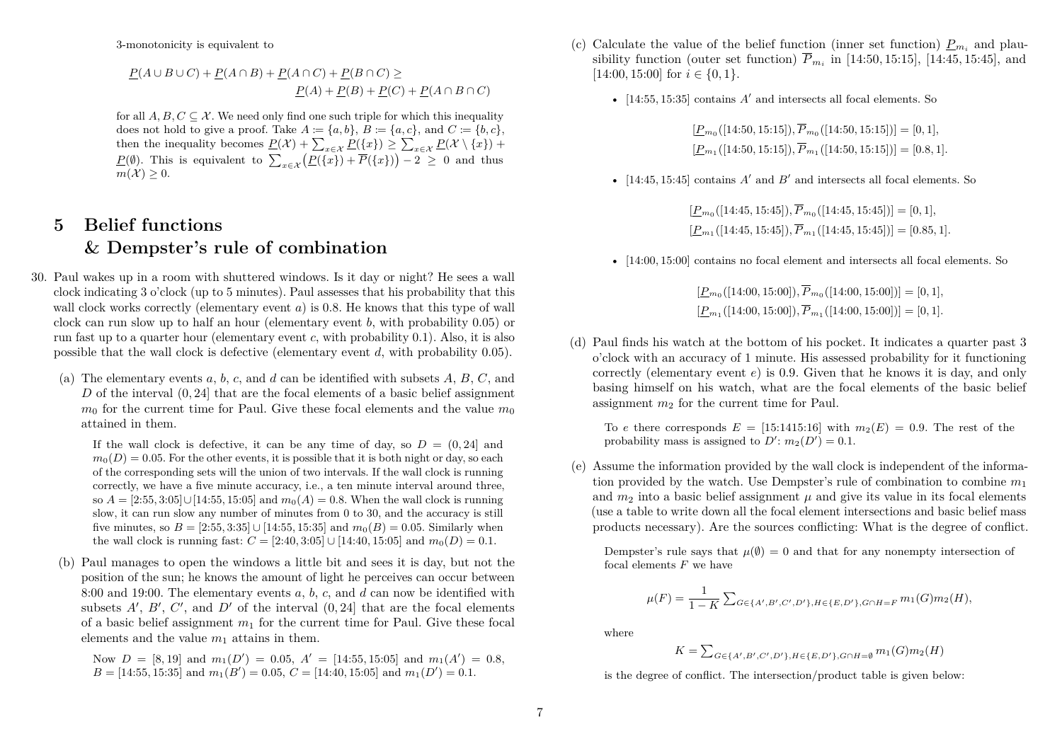3-monotonicity is equivalent to

$$\underline{P}(A \cup B \cup C) + \underline{P}(A \cap B) + \underline{P}(A \cap C) + \underline{P}(B \cap C) \geq \underline{P}(A) + \underline{P}(B) + \underline{P}(C) + \underline{P}(A \cap B \cap C)$$

for all $A, B, C \subseteq \mathcal{X}$. We need only find one such triple for which this inequality does not hold to give a proof. Take $A := \{a, b\}$, $B := \{a, c\}$, and $C := \{b, c\}$, then the inequality becomes $\underline{P}(\mathcal{X}) + \sum_{x \in \mathcal{X}} \underline{P}(\{x\}) \geq \sum_{x \in \mathcal{X}} \underline{P}(\mathcal{X} \setminus \{x\}) + \underline{P}(\emptyset)$. This is equivalent to $\sum_{x \in \mathcal{X}} \big(\underline{P}(\{x\}) + \overline{P}(\{x\})\big) - 2 \geq 0$ and thus $m(\mathcal{X}) \geq 0$.

# 5 Belief functions & Dempster's rule of combination

30. Paul wakes up in a room with shuttered windows. Is it day or night? He sees a wall clock indicating 3 o'clock (up to 5 minutes). Paul assesses that his probability that this wall clock works correctly (elementary event $a$) is 0.8. He knows that this type of wall clock can run slow up to half an hour (elementary event $b$, with probability 0.05) or run fast up to a quarter hour (elementary event $c$, with probability 0.1). Also, it is also possible that the wall clock is defective (elementary event $d$, with probability 0.05).

   (a) The elementary events $a$, $b$, $c$, and $d$ can be identified with subsets $A$, $B$, $C$, and $D$ of the interval $(0, 24]$ that are the focal elements of a basic belief assignment $m_0$ for the current time for Paul. Give these focal elements and the value $m_0$ attained in them.

   If the wall clock is defective, it can be any time of day, so $D = (0, 24]$ and $m_0(D) = 0.05$. For the other events, it is possible that it is both night or day, so each of the corresponding sets will the union of two intervals. If the wall clock is running correctly, we have a five minute accuracy, i.e., a ten minute interval around three, so $A = [2{:}55, 3{:}05] \cup [14{:}55, 15{:}05]$ and $m_0(A) = 0.8$. When the wall clock is running slow, it can run slow any number of minutes from 0 to 30, and the accuracy is still five minutes, so $B = [2{:}55, 3{:}35] \cup [14{:}55, 15{:}35]$ and $m_0(B) = 0.05$. Similarly when the wall clock is running fast: $C = [2{:}40, 3{:}05] \cup [14{:}40, 15{:}05]$ and $m_0(D) = 0.1$.

   (b) Paul manages to open the windows a little bit and sees it is day, but not the position of the sun; he knows the amount of light he perceives can occur between 8:00 and 19:00. The elementary events $a$, $b$, $c$, and $d$ can now be identified with subsets $A'$, $B'$, $C'$, and $D'$ of the interval $(0, 24]$ that are the focal elements of a basic belief assignment $m_1$ for the current time for Paul. Give these focal elements and the value $m_1$ attains in them.

   Now $D = [8, 19]$ and $m_1(D') = 0.05$, $A' = [14{:}55, 15{:}05]$ and $m_1(A') = 0.8$, $B = [14{:}55, 15{:}35]$ and $m_1(B') = 0.05$, $C = [14{:}40, 15{:}05]$ and $m_1(D') = 0.1$.

   (c) Calculate the value of the belief function (inner set function) $\underline{P}_{m_i}$ and plausibility function (outer set function) $\overline{P}_{m_i}$ in [14:50, 15:15], [14:45, 15:45], and [14:00, 15:00] for $i \in \{0, 1\}$.

   - [14:55, 15:35] contains $A'$ and intersects all focal elements. So

   $$[\underline{P}_{m_0}([14{:}50, 15{:}15]), \overline{P}_{m_0}([14{:}50, 15{:}15])] = [0, 1],$$
   $$[\underline{P}_{m_1}([14{:}50, 15{:}15]), \overline{P}_{m_1}([14{:}50, 15{:}15])] = [0.8, 1].$$

   - [14:45, 15:45] contains $A'$ and $B'$ and intersects all focal elements. So

   $$[\underline{P}_{m_0}([14{:}45, 15{:}45]), \overline{P}_{m_0}([14{:}45, 15{:}45])] = [0, 1],$$
   $$[\underline{P}_{m_1}([14{:}45, 15{:}45]), \overline{P}_{m_1}([14{:}45, 15{:}45])] = [0.85, 1].$$

   - [14:00, 15:00] contains no focal element and intersects all focal elements. So

   $$[\underline{P}_{m_0}([14{:}00, 15{:}00]), \overline{P}_{m_0}([14{:}00, 15{:}00])] = [0, 1],$$
   $$[\underline{P}_{m_1}([14{:}00, 15{:}00]), \overline{P}_{m_1}([14{:}00, 15{:}00])] = [0, 1].$$

   (d) Paul finds his watch at the bottom of his pocket. It indicates a quarter past 3 o'clock with an accuracy of 1 minute. His assessed probability for it functioning correctly (elementary event $e$) is 0.9. Given that he knows it is day, and only basing himself on his watch, what are the focal elements of the basic belief assignment $m_2$ for the current time for Paul.

   To $e$ there corresponds $E = [15{:}1415{:}16]$ with $m_2(E) = 0.9$. The rest of the probability mass is assigned to $D'$: $m_2(D') = 0.1$.

   (e) Assume the information provided by the wall clock is independent of the information provided by the watch. Use Dempster's rule of combination to combine $m_1$ and $m_2$ into a basic belief assignment $\mu$ and give its value in its focal elements (use a table to write down all the focal element intersections and basic belief mass products necessary). Are the sources conflicting: What is the degree of conflict.

   Dempster's rule says that $\mu(\emptyset) = 0$ and that for any nonempty intersection of focal elements $F$ we have

   $$\mu(F) = \frac{1}{1-K} \sum_{G \in \{A', B', C', D'\}, H \in \{E, D'\}, G \cap H = F} m_1(G) m_2(H),$$

   where

   $$K = \sum_{G \in \{A', B', C', D'\}, H \in \{E, D'\}, G \cap H = \emptyset} m_1(G) m_2(H)$$

   is the degree of conflict. The intersection/product table is given below: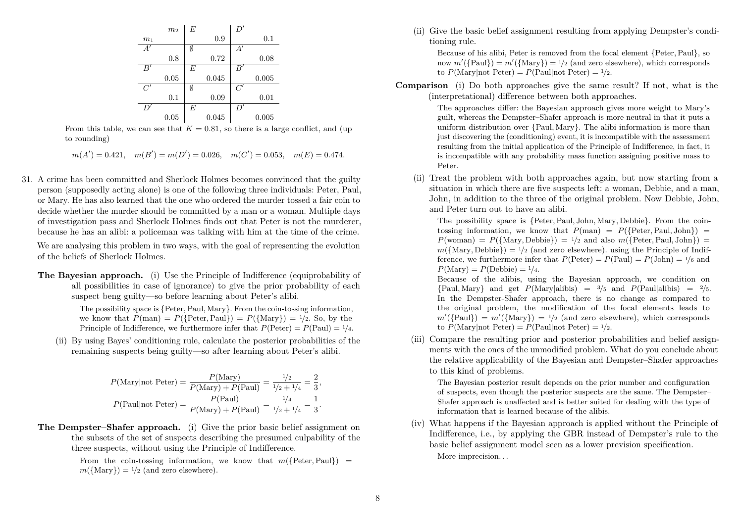| $m_1$ \ $m_2$ | $E$ 0.9 | $D'$ 0.1 |
|---|---|---|
| $A'$ 0.8 | $\emptyset$ 0.72 | $A'$ 0.08 |
| $B'$ 0.05 | $E$ 0.045 | $B'$ 0.005 |
| $C'$ 0.1 | $\emptyset$ 0.09 | $C'$ 0.01 |
| $D'$ 0.05 | $E$ 0.045 | $D'$ 0.005 |

From this table, we can see that $K = 0.81$, so there is a large conflict, and (up to rounding)

$$m(A') = 0.421, \quad m(B') = m(D') = 0.026, \quad m(C') = 0.053, \quad m(E) = 0.474.$$

31. A crime has been committed and Sherlock Holmes becomes convinced that the guilty person (supposedly acting alone) is one of the following three individuals: Peter, Paul, or Mary. He has also learned that the one who ordered the murder tossed a fair coin to decide whether the murder should be committed by a man or a woman. Multiple days of investigation pass and Sherlock Holmes finds out that Peter is not the murderer, because he has an alibi: a policeman was talking with him at the time of the crime.

We are analysing this problem in two ways, with the goal of representing the evolution of the beliefs of Sherlock Holmes.

**The Bayesian approach.** (i) Use the Principle of Indifference (equiprobability of all possibilities in case of ignorance) to give the prior probability of each suspect beng guilty—so before learning about Peter's alibi.

The possibility space is {Peter, Paul, Mary}. From the coin-tossing information, we know that $P(\text{man}) = P(\{\text{Peter}, \text{Paul}\}) = P(\{\text{Mary}\}) = 1/2$. So, by the Principle of Indifference, we furthermore infer that $P(\text{Peter}) = P(\text{Paul}) = 1/4$.

(ii) By using Bayes' conditioning rule, calculate the posterior probabilities of the remaining suspects being guilty—so after learning about Peter's alibi.

$$P(\text{Mary}|\text{not Peter}) = \frac{P(\text{Mary})}{P(\text{Mary}) + P(\text{Paul})} = \frac{1/2}{1/2 + 1/4} = \frac{2}{3},$$
$$P(\text{Paul}|\text{not Peter}) = \frac{P(\text{Paul})}{P(\text{Mary}) + P(\text{Paul})} = \frac{1/4}{1/2 + 1/4} = \frac{1}{3}.$$

**The Dempster–Shafer approach.** (i) Give the prior basic belief assignment on the subsets of the set of suspects describing the presumed culpability of the three suspects, without using the Principle of Indifference.

From the coin-tossing information, we know that $m(\{\text{Peter}, \text{Paul}\}) = m(\{\text{Mary}\}) = 1/2$ (and zero elsewhere).

(ii) Give the basic belief assignment resulting from applying Dempster's conditioning rule.

Because of his alibi, Peter is removed from the focal element {Peter, Paul}, so now $m'(\{\text{Paul}\}) = m'(\{\text{Mary}\}) = 1/2$ (and zero elsewhere), which corresponds to $P(\text{Mary}|\text{not Peter}) = P(\text{Paul}|\text{not Peter}) = 1/2$.

**Comparison** (i) Do both approaches give the same result? If not, what is the (interpretational) difference between both approaches.

The approaches differ: the Bayesian approach gives more weight to Mary's guilt, whereas the Dempster–Shafer approach is more neutral in that it puts a uniform distribution over {Paul, Mary}. The alibi information is more than just discovering the (conditioning) event, it is incompatible with the assessment resulting from the initial application of the Principle of Indifference, in fact, it is incompatible with any probability mass function assigning positive mass to Peter.

(ii) Treat the problem with both approaches again, but now starting from a situation in which there are five suspects left: a woman, Debbie, and a man, John, in addition to the three of the original problem. Now Debbie, John, and Peter turn out to have an alibi.

The possibility space is {Peter, Paul, John, Mary, Debbie}. From the coin-tossing information, we know that $P(\text{man}) = P(\{\text{Peter}, \text{Paul}, \text{John}\}) = P(\text{woman}) = P(\{\text{Mary}, \text{Debbie}\}) = 1/2$ and also $m(\{\text{Peter}, \text{Paul}, \text{John}\}) = m(\{\text{Mary}, \text{Debbie}\}) = 1/2$ (and zero elsewhere). using the Principle of Indifference, we furthermore infer that $P(\text{Peter}) = P(\text{Paul}) = P(\text{John}) = 1/6$ and $P(\text{Mary}) = P(\text{Debbie}) = 1/4$.

Because of the alibis, using the Bayesian approach, we condition on {Paul, Mary} and get $P(\text{Mary}|\text{alibis}) = 3/5$ and $P(\text{Paul}|\text{alibis}) = 2/5$. In the Dempster-Shafer approach, there is no change as compared to the original problem, the modification of the focal elements leads to $m'(\{\text{Paul}\}) = m'(\{\text{Mary}\}) = 1/2$ (and zero elsewhere), which corresponds to $P(\text{Mary}|\text{not Peter}) = P(\text{Paul}|\text{not Peter}) = 1/2$.

(iii) Compare the resulting prior and posterior probabilities and belief assignments with the ones of the unmodified problem. What do you conclude about the relative applicability of the Bayesian and Dempster–Shafer approaches to this kind of problems.

The Bayesian posterior result depends on the prior number and configuration of suspects, even though the posterior suspects are the same. The Dempster–Shafer approach is unaffected and is better suited for dealing with the type of information that is learned because of the alibis.

(iv) What happens if the Bayesian approach is applied without the Principle of Indifference, i.e., by applying the GBR instead of Dempster's rule to the basic belief assignment model seen as a lower prevision specification.

More imprecision...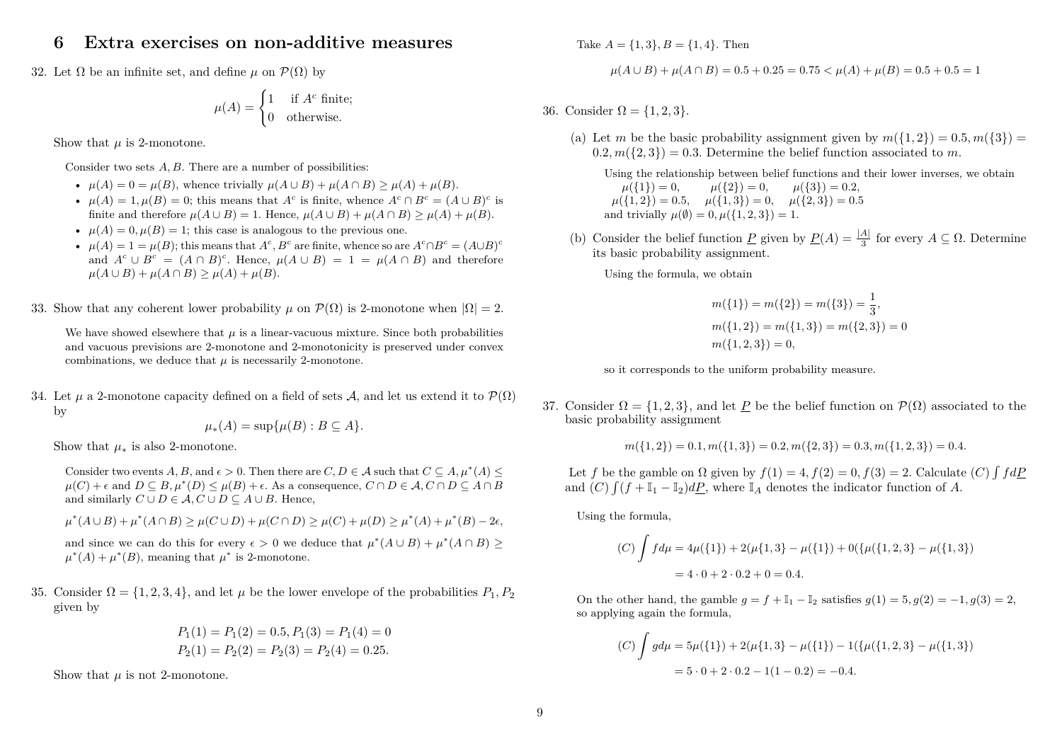# 6 Extra exercises on non-additive measures

32. Let $\Omega$ be an infinite set, and define $\mu$ on $\mathcal{P}(\Omega)$ by

$$\mu(A) = \begin{cases} 1 & \text{if } A^c \text{ finite;} \\ 0 & \text{otherwise.} \end{cases}$$

Show that $\mu$ is 2-monotone.

Consider two sets $A, B$. There are a number of possibilities:

- $\mu(A) = 0 = \mu(B)$, whence trivially $\mu(A \cup B) + \mu(A \cap B) \geq \mu(A) + \mu(B)$.
- $\mu(A) = 1, \mu(B) = 0$; this means that $A^c$ is finite, whence $A^c \cap B^c = (A \cup B)^c$ is finite and therefore $\mu(A \cup B) = 1$. Hence, $\mu(A \cup B) + \mu(A \cap B) \geq \mu(A) + \mu(B)$.
- $\mu(A) = 0, \mu(B) = 1$; this case is analogous to the previous one.
- $\mu(A) = 1 = \mu(B)$; this means that $A^c, B^c$ are finite, whence so are $A^c \cap B^c = (A \cup B)^c$ and $A^c \cup B^c = (A \cap B)^c$. Hence, $\mu(A \cup B) = 1 = \mu(A \cap B)$ and therefore $\mu(A \cup B) + \mu(A \cap B) \geq \mu(A) + \mu(B)$.

33. Show that any coherent lower probability $\mu$ on $\mathcal{P}(\Omega)$ is 2-monotone when $|\Omega| = 2$.

We have showed elsewhere that $\mu$ is a linear-vacuous mixture. Since both probabilities and vacuous previsions are 2-monotone and 2-monotonicity is preserved under convex combinations, we deduce that $\mu$ is necessarily 2-monotone.

34. Let $\mu$ a 2-monotone capacity defined on a field of sets $\mathcal{A}$, and let us extend it to $\mathcal{P}(\Omega)$ by

$$\mu_*(A) = \sup\{\mu(B) : B \subseteq A\}.$$

Show that $\mu_*$ is also 2-monotone.

Consider two events $A, B$, and $\epsilon > 0$. Then there are $C, D \in \mathcal{A}$ such that $C \subseteq A, \mu^*(A) \leq \mu(C) + \epsilon$ and $D \subseteq B, \mu^*(D) \leq \mu(B) + \epsilon$. As a consequence, $C \cap D \in \mathcal{A}, C \cap D \subseteq A \cap B$ and similarly $C \cup D \in \mathcal{A}, C \cup D \subseteq A \cup B$. Hence,

$$\mu^*(A \cup B) + \mu^*(A \cap B) \geq \mu(C \cup D) + \mu(C \cap D) \geq \mu(C) + \mu(D) \geq \mu^*(A) + \mu^*(B) - 2\epsilon,$$

and since we can do this for every $\epsilon > 0$ we deduce that $\mu^*(A \cup B) + \mu^*(A \cap B) \geq \mu^*(A) + \mu^*(B)$, meaning that $\mu^*$ is 2-monotone.

35. Consider $\Omega = \{1, 2, 3, 4\}$, and let $\mu$ be the lower envelope of the probabilities $P_1, P_2$ given by

$$P_1(1) = P_1(2) = 0.5, P_1(3) = P_1(4) = 0$$
$$P_2(1) = P_2(2) = P_2(3) = P_2(4) = 0.25.$$

Show that $\mu$ is not 2-monotone.

Take $A = \{1, 3\}, B = \{1, 4\}$. Then

$$\mu(A \cup B) + \mu(A \cap B) = 0.5 + 0.25 = 0.75 < \mu(A) + \mu(B) = 0.5 + 0.5 = 1$$

36. Consider $\Omega = \{1, 2, 3\}$.

(a) Let $m$ be the basic probability assignment given by $m(\{1, 2\}) = 0.5, m(\{3\}) = 0.2, m(\{2, 3\}) = 0.3$. Determine the belief function associated to $m$.

Using the relationship between belief functions and their lower inverses, we obtain
$\mu(\{1\}) = 0, \quad \mu(\{2\}) = 0, \quad \mu(\{3\}) = 0.2,$
$\mu(\{1, 2\}) = 0.5, \quad \mu(\{1, 3\}) = 0, \quad \mu(\{2, 3\}) = 0.5$
and trivially $\mu(\emptyset) = 0, \mu(\{1, 2, 3\}) = 1$.

(b) Consider the belief function $\underline{P}$ given by $\underline{P}(A) = \frac{|A|}{3}$ for every $A \subseteq \Omega$. Determine its basic probability assignment.

Using the formula, we obtain

$$m(\{1\}) = m(\{2\}) = m(\{3\}) = \frac{1}{3},$$
$$m(\{1, 2\}) = m(\{1, 3\}) = m(\{2, 3\}) = 0$$
$$m(\{1, 2, 3\}) = 0,$$

so it corresponds to the uniform probability measure.

37. Consider $\Omega = \{1, 2, 3\}$, and let $\underline{P}$ be the belief function on $\mathcal{P}(\Omega)$ associated to the basic probability assignment

$$m(\{1, 2\}) = 0.1, m(\{1, 3\}) = 0.2, m(\{2, 3\}) = 0.3, m(\{1, 2, 3\}) = 0.4.$$

Let $f$ be the gamble on $\Omega$ given by $f(1) = 4, f(2) = 0, f(3) = 2$. Calculate $(C) \int f d\underline{P}$ and $(C) \int (f + \mathbb{I}_1 - \mathbb{I}_2) d\underline{P}$, where $\mathbb{I}_A$ denotes the indicator function of $A$.

Using the formula,

$$\begin{aligned}(C) \int f d\mu &= 4\mu(\{1\}) + 2(\mu\{1, 3\} - \mu(\{1\}) + 0(\{\mu(\{1, 2, 3\} - \mu(\{1, 3\}) \\ &= 4 \cdot 0 + 2 \cdot 0.2 + 0 = 0.4.\end{aligned}$$

On the other hand, the gamble $g = f + \mathbb{I}_1 - \mathbb{I}_2$ satisfies $g(1) = 5, g(2) = -1, g(3) = 2$, so applying again the formula,

$$\begin{aligned}(C) \int g d\mu &= 5\mu(\{1\}) + 2(\mu\{1, 3\} - \mu(\{1\}) - 1(\{\mu(\{1, 2, 3\} - \mu(\{1, 3\}) \\ &= 5 \cdot 0 + 2 \cdot 0.2 - 1(1 - 0.2) = -0.4.\end{aligned}$$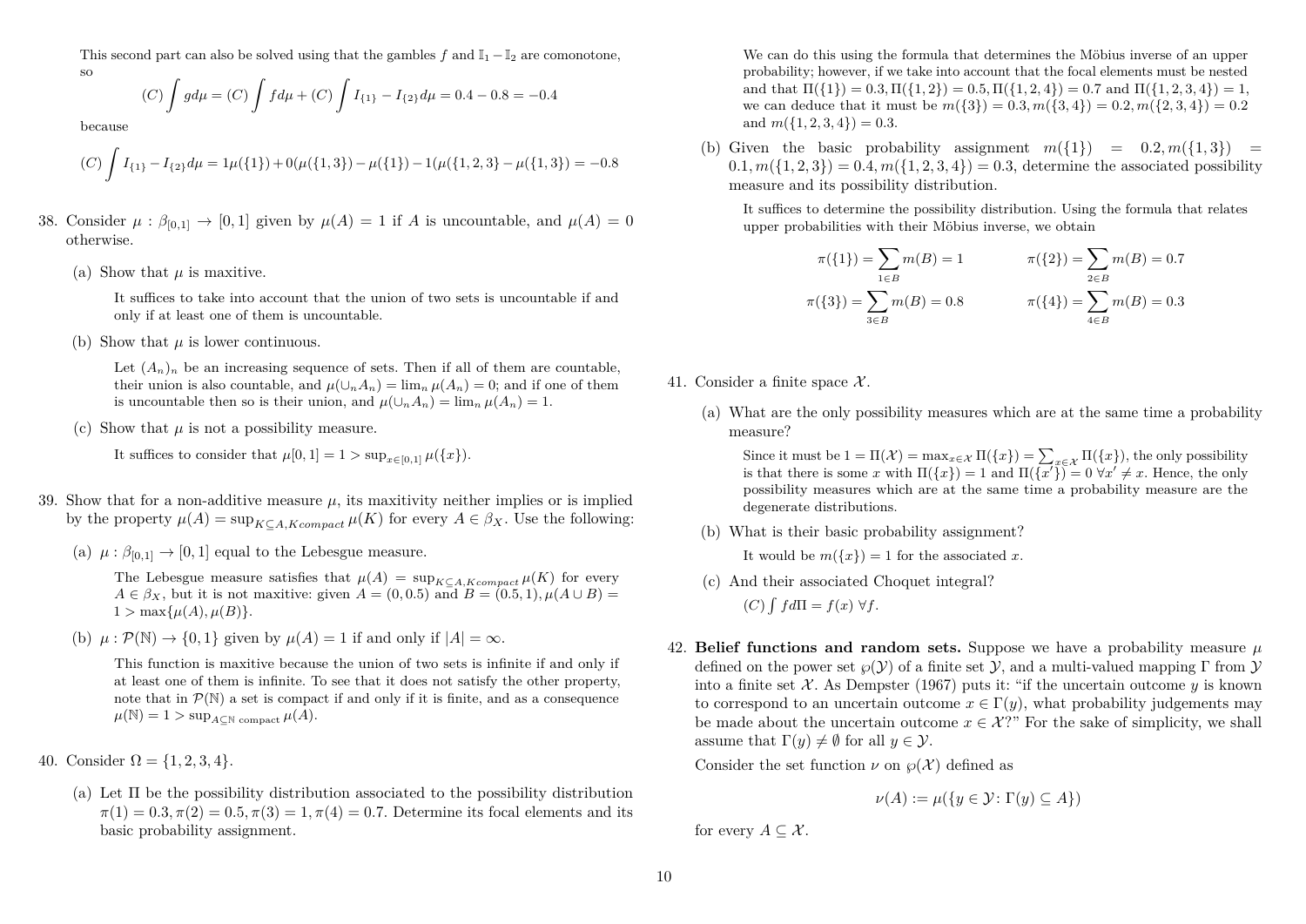This second part can also be solved using that the gambles $f$ and $\mathbb{I}_1 - \mathbb{I}_2$ are comonotone, so

$$(C)\int g d\mu = (C)\int f d\mu + (C)\int I_{\{1\}} - I_{\{2\}} d\mu = 0.4 - 0.8 = -0.4$$

because

$$(C)\int I_{\{1\}} - I_{\{2\}} d\mu = 1\mu(\{1\}) + 0(\mu(\{1,3\}) - \mu(\{1\}) - 1(\mu(\{1,2,3\} - \mu(\{1,3\}) = -0.8$$

38. Consider $\mu : \beta_{[0,1]} \to [0,1]$ given by $\mu(A) = 1$ if $A$ is uncountable, and $\mu(A) = 0$ otherwise.

   (a) Show that $\mu$ is maxitive.

   It suffices to take into account that the union of two sets is uncountable if and only if at least one of them is uncountable.

   (b) Show that $\mu$ is lower continuous.

   Let $(A_n)_n$ be an increasing sequence of sets. Then if all of them are countable, their union is also countable, and $\mu(\cup_n A_n) = \lim_n \mu(A_n) = 0$; and if one of them is uncountable then so is their union, and $\mu(\cup_n A_n) = \lim_n \mu(A_n) = 1$.

   (c) Show that $\mu$ is not a possibility measure.

   It suffices to consider that $\mu[0,1] = 1 > \sup_{x\in[0,1]} \mu(\{x\})$.

39. Show that for a non-additive measure $\mu$, its maxitivity neither implies or is implied by the property $\mu(A) = \sup_{K\subseteq A, K compact} \mu(K)$ for every $A \in \beta_X$. Use the following:

   (a) $\mu : \beta_{[0,1]} \to [0,1]$ equal to the Lebesgue measure.

   The Lebesgue measure satisfies that $\mu(A) = \sup_{K\subseteq A, K compact} \mu(K)$ for every $A \in \beta_X$, but it is not maxitive: given $A = (0, 0.5)$ and $B = (0.5, 1), \mu(A \cup B) = 1 > \max\{\mu(A), \mu(B)\}$.

   (b) $\mu : \mathcal{P}(\mathbb{N}) \to \{0,1\}$ given by $\mu(A) = 1$ if and only if $|A| = \infty$.

   This function is maxitive because the union of two sets is infinite if and only if at least one of them is infinite. To see that it does not satisfy the other property, note that in $\mathcal{P}(\mathbb{N})$ a set is compact if and only if it is finite, and as a consequence $\mu(\mathbb{N}) = 1 > \sup_{A\subseteq\mathbb{N}\text{ compact}} \mu(A)$.

40. Consider $\Omega = \{1,2,3,4\}$.

   (a) Let $\Pi$ be the possibility distribution associated to the possibility distribution $\pi(1) = 0.3, \pi(2) = 0.5, \pi(3) = 1, \pi(4) = 0.7$. Determine its focal elements and its basic probability assignment.

   We can do this using the formula that determines the Möbius inverse of an upper probability; however, if we take into account that the focal elements must be nested and that $\Pi(\{1\}) = 0.3, \Pi(\{1,2\}) = 0.5, \Pi(\{1,2,4\}) = 0.7$ and $\Pi(\{1,2,3,4\}) = 1$, we can deduce that it must be $m(\{3\}) = 0.3, m(\{3,4\}) = 0.2, m(\{2,3,4\}) = 0.2$ and $m(\{1,2,3,4\}) = 0.3$.

   (b) Given the basic probability assignment $m(\{1\}) = 0.2, m(\{1,3\}) = 0.1, m(\{1,2,3\}) = 0.4, m(\{1,2,3,4\}) = 0.3$, determine the associated possibility measure and its possibility distribution.

   It suffices to determine the possibility distribution. Using the formula that relates upper probabilities with their Möbius inverse, we obtain

   $$\pi(\{1\}) = \sum_{1\in B} m(B) = 1 \qquad \pi(\{2\}) = \sum_{2\in B} m(B) = 0.7$$

   $$\pi(\{3\}) = \sum_{3\in B} m(B) = 0.8 \qquad \pi(\{4\}) = \sum_{4\in B} m(B) = 0.3$$

41. Consider a finite space $\mathcal{X}$.

   (a) What are the only possibility measures which are at the same time a probability measure?

   Since it must be $1 = \Pi(\mathcal{X}) = \max_{x\in\mathcal{X}} \Pi(\{x\}) = \sum_{x\in\mathcal{X}} \Pi(\{x\})$, the only possibility is that there is some $x$ with $\Pi(\{x\}) = 1$ and $\Pi(\{x'\}) = 0\ \forall x' \neq x$. Hence, the only possibility measures which are at the same time a probability measure are the degenerate distributions.

   (b) What is their basic probability assignment?

   It would be $m(\{x\}) = 1$ for the associated $x$.

   (c) And their associated Choquet integral?

   $(C)\int f d\Pi = f(x)\ \forall f$.

42. **Belief functions and random sets.** Suppose we have a probability measure $\mu$ defined on the power set $\wp(\mathcal{Y})$ of a finite set $\mathcal{Y}$, and a multi-valued mapping $\Gamma$ from $\mathcal{Y}$ into a finite set $\mathcal{X}$. As Dempster (1967) puts it: "if the uncertain outcome $y$ is known to correspond to an uncertain outcome $x \in \Gamma(y)$, what probability judgements may be made about the uncertain outcome $x \in \mathcal{X}$?" For the sake of simplicity, we shall assume that $\Gamma(y) \neq \emptyset$ for all $y \in \mathcal{Y}$.

   Consider the set function $\nu$ on $\wp(\mathcal{X})$ defined as

   $$\nu(A) := \mu(\{y \in \mathcal{Y} : \Gamma(y) \subseteq A\})$$

   for every $A \subseteq \mathcal{X}$.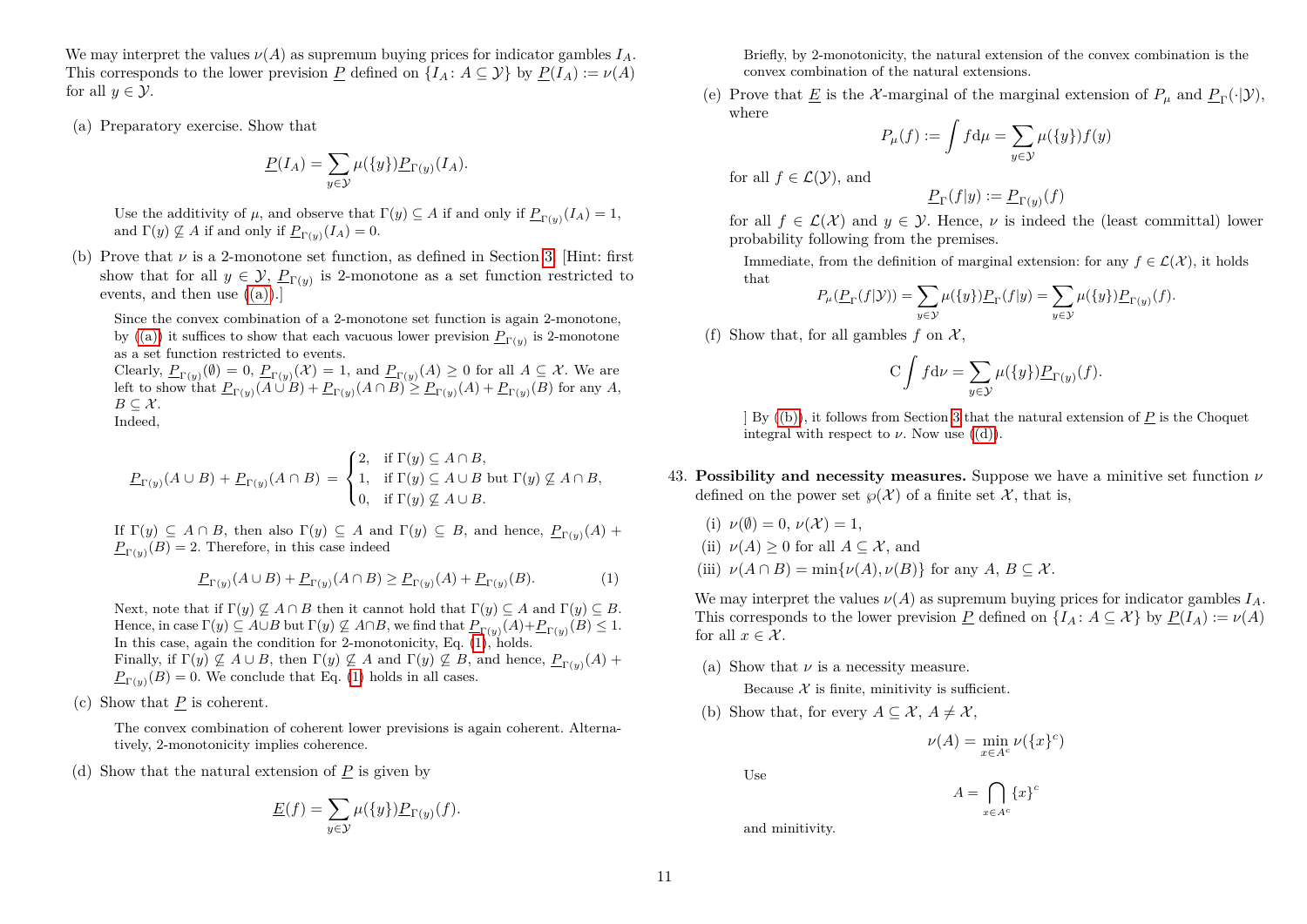We may interpret the values $\nu(A)$ as supremum buying prices for indicator gambles $I_A$. This corresponds to the lower prevision $\underline{P}$ defined on $\{I_A : A \subseteq \mathcal{Y}\}$ by $\underline{P}(I_A) := \nu(A)$ for all $y \in \mathcal{Y}$.

(a) Preparatory exercise. Show that

$$\underline{P}(I_A) = \sum_{y\in\mathcal{Y}} \mu(\{y\})\underline{P}_{\Gamma(y)}(I_A).$$

Use the additivity of $\mu$, and observe that $\Gamma(y) \subseteq A$ if and only if $\underline{P}_{\Gamma(y)}(I_A) = 1$, and $\Gamma(y) \not\subseteq A$ if and only if $\underline{P}_{\Gamma(y)}(I_A) = 0$.

(b) Prove that $\nu$ is a 2-monotone set function, as defined in Section 3. [Hint: first show that for all $y \in \mathcal{Y}$, $\underline{P}_{\Gamma(y)}$ is 2-monotone as a set function restricted to events, and then use ((a)).]

Since the convex combination of a 2-monotone set function is again 2-monotone, by ((a)) it suffices to show that each vacuous lower prevision $\underline{P}_{\Gamma(y)}$ is 2-monotone as a set function restricted to events.
Clearly, $\underline{P}_{\Gamma(y)}(\emptyset) = 0$, $\underline{P}_{\Gamma(y)}(\mathcal{X}) = 1$, and $\underline{P}_{\Gamma(y)}(A) \geq 0$ for all $A \subseteq \mathcal{X}$. We are left to show that $\underline{P}_{\Gamma(y)}(A\cup B) + \underline{P}_{\Gamma(y)}(A\cap B) \geq \underline{P}_{\Gamma(y)}(A) + \underline{P}_{\Gamma(y)}(B)$ for any $A$, $B \subseteq \mathcal{X}$.
Indeed,

$$\underline{P}_{\Gamma(y)}(A\cup B) + \underline{P}_{\Gamma(y)}(A\cap B) = \begin{cases} 2, & \text{if } \Gamma(y) \subseteq A\cap B, \\ 1, & \text{if } \Gamma(y) \subseteq A\cup B \text{ but } \Gamma(y) \not\subseteq A\cap B, \\ 0, & \text{if } \Gamma(y) \not\subseteq A\cup B. \end{cases}$$

If $\Gamma(y) \subseteq A\cap B$, then also $\Gamma(y) \subseteq A$ and $\Gamma(y) \subseteq B$, and hence, $\underline{P}_{\Gamma(y)}(A) + \underline{P}_{\Gamma(y)}(B) = 2$. Therefore, in this case indeed

$$\underline{P}_{\Gamma(y)}(A\cup B) + \underline{P}_{\Gamma(y)}(A\cap B) \geq \underline{P}_{\Gamma(y)}(A) + \underline{P}_{\Gamma(y)}(B). \qquad (1)$$

Next, note that if $\Gamma(y) \not\subseteq A\cap B$ then it cannot hold that $\Gamma(y) \subseteq A$ and $\Gamma(y) \subseteq B$. Hence, in case $\Gamma(y) \subseteq A\cup B$ but $\Gamma(y) \not\subseteq A\cap B$, we find that $\underline{P}_{\Gamma(y)}(A)+\underline{P}_{\Gamma(y)}(B) \leq 1$. In this case, again the condition for 2-monotonicity, Eq. (1), holds.
Finally, if $\Gamma(y) \not\subseteq A\cup B$, then $\Gamma(y) \not\subseteq A$ and $\Gamma(y) \not\subseteq B$, and hence, $\underline{P}_{\Gamma(y)}(A) + \underline{P}_{\Gamma(y)}(B) = 0$. We conclude that Eq. (1) holds in all cases.

(c) Show that $\underline{P}$ is coherent.

The convex combination of coherent lower previsions is again coherent. Alternatively, 2-monotonicity implies coherence.

(d) Show that the natural extension of $\underline{P}$ is given by

$$\underline{E}(f) = \sum_{y\in\mathcal{Y}} \mu(\{y\})\underline{P}_{\Gamma(y)}(f).$$

Briefly, by 2-monotonicity, the natural extension of the convex combination is the convex combination of the natural extensions.

(e) Prove that $\underline{E}$ is the $\mathcal{X}$-marginal of the marginal extension of $P_\mu$ and $\underline{P}_\Gamma(\cdot|\mathcal{Y})$, where

$$P_\mu(f) := \int f \mathrm{d}\mu = \sum_{y\in\mathcal{Y}} \mu(\{y\})f(y)$$

for all $f \in \mathcal{L}(\mathcal{Y})$, and

$$\underline{P}_\Gamma(f|y) := \underline{P}_{\Gamma(y)}(f)$$

for all $f \in \mathcal{L}(\mathcal{X})$ and $y \in \mathcal{Y}$. Hence, $\nu$ is indeed the (least committal) lower probability following from the premises.

Immediate, from the definition of marginal extension: for any $f \in \mathcal{L}(\mathcal{X})$, it holds that

$$P_\mu(\underline{P}_\Gamma(f|\mathcal{Y})) = \sum_{y\in\mathcal{Y}} \mu(\{y\})\underline{P}_\Gamma(f|y) = \sum_{y\in\mathcal{Y}} \mu(\{y\})\underline{P}_{\Gamma(y)}(f).$$

(f) Show that, for all gambles $f$ on $\mathcal{X}$,

$$\mathrm{C}\int f \mathrm{d}\nu = \sum_{y\in\mathcal{Y}} \mu(\{y\})\underline{P}_{\Gamma(y)}(f).$$

] By ((b)), it follows from Section 3 that the natural extension of $\underline{P}$ is the Choquet integral with respect to $\nu$. Now use ((d)).

43. **Possibility and necessity measures.** Suppose we have a minitive set function $\nu$ defined on the power set $\wp(\mathcal{X})$ of a finite set $\mathcal{X}$, that is,

(i) $\nu(\emptyset) = 0$, $\nu(\mathcal{X}) = 1$,

(ii) $\nu(A) \geq 0$ for all $A \subseteq \mathcal{X}$, and

(iii) $\nu(A\cap B) = \min\{\nu(A), \nu(B)\}$ for any $A$, $B \subseteq \mathcal{X}$.

We may interpret the values $\nu(A)$ as supremum buying prices for indicator gambles $I_A$. This corresponds to the lower prevision $\underline{P}$ defined on $\{I_A : A \subseteq \mathcal{X}\}$ by $\underline{P}(I_A) := \nu(A)$ for all $x \in \mathcal{X}$.

(a) Show that $\nu$ is a necessity measure.

Because $\mathcal{X}$ is finite, minitivity is sufficient.

(b) Show that, for every $A \subseteq \mathcal{X}$, $A \neq \mathcal{X}$,

$$\nu(A) = \min_{x\in A^c} \nu(\{x\}^c)$$

Use

$$A = \bigcap_{x\in A^c} \{x\}^c$$

and minitivity.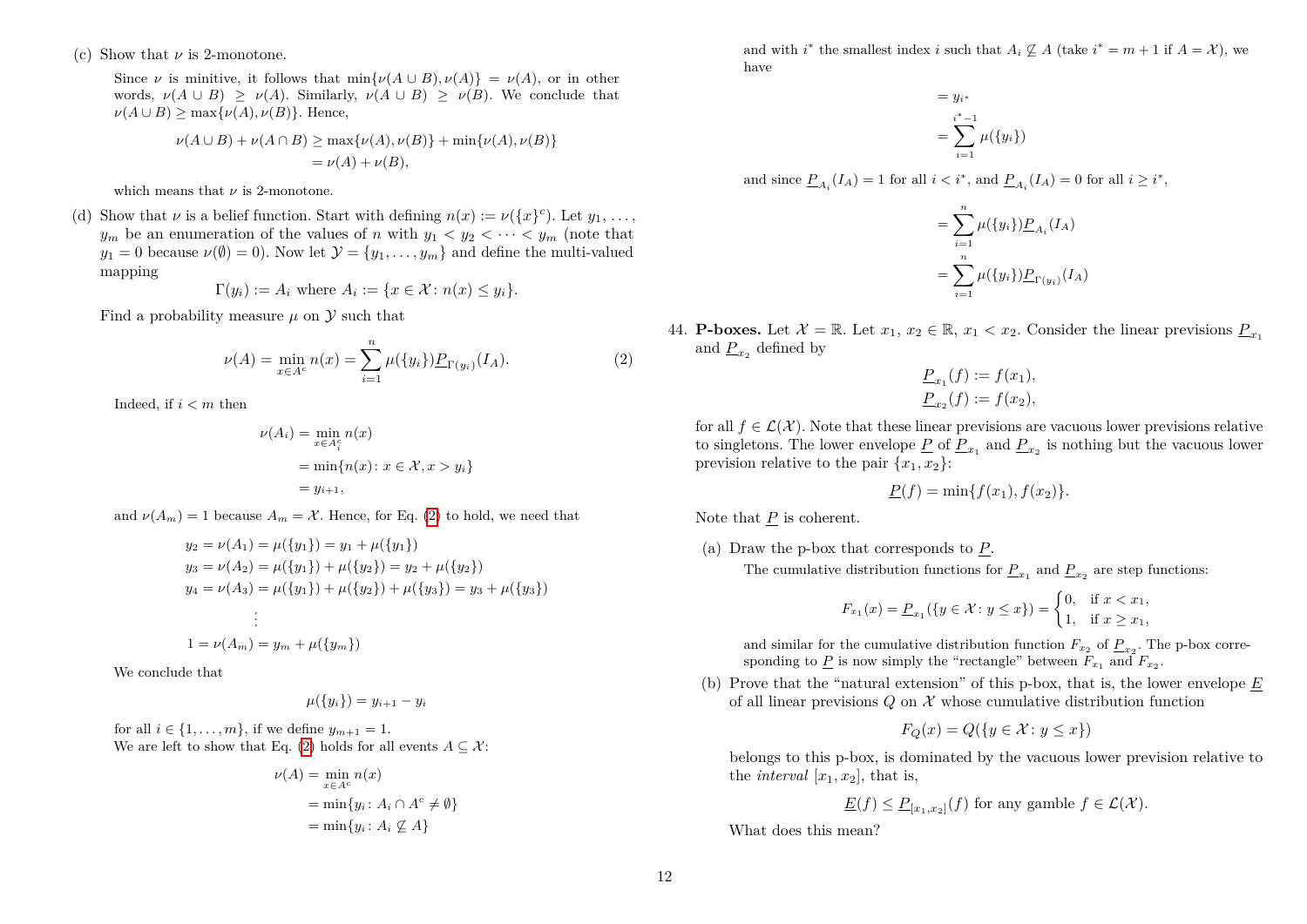(c) Show that $\nu$ is 2-monotone.

Since $\nu$ is minitive, it follows that $\min\{\nu(A \cup B), \nu(A)\} = \nu(A)$, or in other words, $\nu(A \cup B) \geq \nu(A)$. Similarly, $\nu(A \cup B) \geq \nu(B)$. We conclude that $\nu(A \cup B) \geq \max\{\nu(A), \nu(B)\}$. Hence,

$$
\begin{aligned}
\nu(A \cup B) + \nu(A \cap B) &\geq \max\{\nu(A), \nu(B)\} + \min\{\nu(A), \nu(B)\} \\
&= \nu(A) + \nu(B),
\end{aligned}
$$

which means that $\nu$ is 2-monotone.

(d) Show that $\nu$ is a belief function. Start with defining $n(x) := \nu(\{x\}^c)$. Let $y_1, \dots, y_m$ be an enumeration of the values of $n$ with $y_1 < y_2 < \dots < y_m$ (note that $y_1 = 0$ because $\nu(\emptyset) = 0$). Now let $\mathcal{Y} = \{y_1, \dots, y_m\}$ and define the multi-valued mapping

$$\Gamma(y_i) := A_i \text{ where } A_i := \{x \in \mathcal{X} : n(x) \leq y_i\}.$$

Find a probability measure $\mu$ on $\mathcal{Y}$ such that

$$\nu(A) = \min_{x \in A^c} n(x) = \sum_{i=1}^{n} \mu(\{y_i\}) \underline{P}_{\Gamma(y_i)}(I_A). \tag{2}$$

Indeed, if $i < m$ then

$$
\begin{aligned}
\nu(A_i) &= \min_{x \in A_i^c} n(x) \\
&= \min\{n(x) : x \in \mathcal{X}, x > y_i\} \\
&= y_{i+1},
\end{aligned}
$$

and $\nu(A_m) = 1$ because $A_m = \mathcal{X}$. Hence, for Eq. (2) to hold, we need that

$$
\begin{aligned}
y_2 = \nu(A_1) &= \mu(\{y_1\}) = y_1 + \mu(\{y_1\}) \\
y_3 = \nu(A_2) &= \mu(\{y_1\}) + \mu(\{y_2\}) = y_2 + \mu(\{y_2\}) \\
y_4 = \nu(A_3) &= \mu(\{y_1\}) + \mu(\{y_2\}) + \mu(\{y_3\}) = y_3 + \mu(\{y_3\}) \\
&\vdots \\
1 = \nu(A_m) &= y_m + \mu(\{y_m\})
\end{aligned}
$$

We conclude that

$$\mu(\{y_i\}) = y_{i+1} - y_i$$

for all $i \in \{1, \dots, m\}$, if we define $y_{m+1} = 1$.
We are left to show that Eq. (2) holds for all events $A \subseteq \mathcal{X}$:

$$
\begin{aligned}
\nu(A) &= \min_{x \in A^c} n(x) \\
&= \min\{y_i : A_i \cap A^c \neq \emptyset\} \\
&= \min\{y_i : A_i \not\subseteq A\}
\end{aligned}
$$

and with $i^*$ the smallest index $i$ such that $A_i \not\subseteq A$ (take $i^* = m + 1$ if $A = \mathcal{X}$), we have

$$
\begin{aligned}
&= y_{i^*} \\
&= \sum_{i=1}^{i^*-1} \mu(\{y_i\})
\end{aligned}
$$

and since $\underline{P}_{A_i}(I_A) = 1$ for all $i < i^*$, and $\underline{P}_{A_i}(I_A) = 0$ for all $i \geq i^*$,

$$
\begin{aligned}
&= \sum_{i=1}^{n} \mu(\{y_i\}) \underline{P}_{A_i}(I_A) \\
&= \sum_{i=1}^{n} \mu(\{y_i\}) \underline{P}_{\Gamma(y_i)}(I_A)
\end{aligned}
$$

44. **P-boxes.** Let $\mathcal{X} = \mathbb{R}$. Let $x_1, x_2 \in \mathbb{R}$, $x_1 < x_2$. Consider the linear previsions $\underline{P}_{x_1}$ and $\underline{P}_{x_2}$ defined by

$$
\begin{aligned}
\underline{P}_{x_1}(f) &:= f(x_1), \\
\underline{P}_{x_2}(f) &:= f(x_2),
\end{aligned}
$$

for all $f \in \mathcal{L}(\mathcal{X})$. Note that these linear previsions are vacuous lower previsions relative to singletons. The lower envelope $\underline{P}$ of $\underline{P}_{x_1}$ and $\underline{P}_{x_2}$ is nothing but the vacuous lower prevision relative to the pair $\{x_1, x_2\}$:

$$\underline{P}(f) = \min\{f(x_1), f(x_2)\}.$$

Note that $\underline{P}$ is coherent.

(a) Draw the p-box that corresponds to $\underline{P}$.

The cumulative distribution functions for $\underline{P}_{x_1}$ and $\underline{P}_{x_2}$ are step functions:

$$F_{x_1}(x) = \underline{P}_{x_1}(\{y \in \mathcal{X} : y \leq x\}) = \begin{cases} 0, & \text{if } x < x_1, \\ 1, & \text{if } x \geq x_1, \end{cases}$$

and similar for the cumulative distribution function $F_{x_2}$ of $\underline{P}_{x_2}$. The p-box corresponding to $\underline{P}$ is now simply the "rectangle" between $F_{x_1}$ and $F_{x_2}$.

(b) Prove that the "natural extension" of this p-box, that is, the lower envelope $\underline{E}$ of all linear previsions $Q$ on $\mathcal{X}$ whose cumulative distribution function

$$F_Q(x) = Q(\{y \in \mathcal{X} : y \leq x\})$$

belongs to this p-box, is dominated by the vacuous lower prevision relative to the *interval* $[x_1, x_2]$, that is,

$$\underline{E}(f) \leq \underline{P}_{[x_1, x_2]}(f) \text{ for any gamble } f \in \mathcal{L}(\mathcal{X}).$$

What does this mean?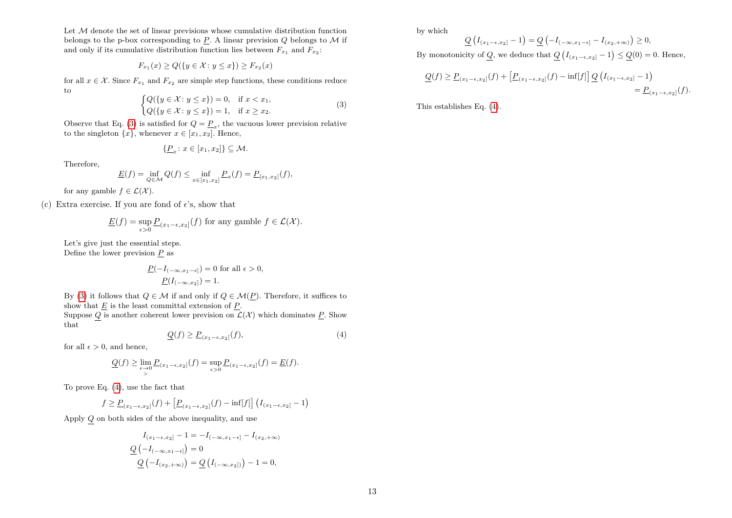Let $\mathcal{M}$ denote the set of linear previsions whose cumulative distribution function belongs to the p-box corresponding to $\underline{P}$. A linear prevision $Q$ belongs to $\mathcal{M}$ if and only if its cumulative distribution function lies between $F_{x_1}$ and $F_{x_2}$:

$$F_{x_1}(x) \geq Q(\{y \in \mathcal{X} : y \leq x\}) \geq F_{x_2}(x)$$

for all $x \in \mathcal{X}$. Since $F_{x_1}$ and $F_{x_2}$ are simple step functions, these conditions reduce to

$$\begin{cases} Q(\{y \in \mathcal{X} : y \leq x\}) = 0, & \text{if } x < x_1, \\ Q(\{y \in \mathcal{X} : y \leq x\}) = 1, & \text{if } x \geq x_2. \end{cases} \tag{3}$$

Observe that Eq. (3) is satisfied for $Q = \underline{P}_x$, the vacuous lower prevision relative to the singleton $\{x\}$, whenever $x \in [x_1, x_2]$. Hence,

$$\{\underline{P}_x : x \in [x_1, x_2]\} \subseteq \mathcal{M}.$$

Therefore,

$$\underline{E}(f) = \inf_{Q \in \mathcal{M}} Q(f) \leq \inf_{x \in [x_1, x_2]} \underline{P}_x(f) = \underline{P}_{[x_1, x_2]}(f),$$

for any gamble $f \in \mathcal{L}(\mathcal{X})$.

(c) Extra exercise. If you are fond of $\epsilon$'s, show that

$$\underline{E}(f) = \sup_{\epsilon > 0} \underline{P}_{(x_1 - \epsilon, x_2]}(f) \text{ for any gamble } f \in \mathcal{L}(\mathcal{X}).$$

Let's give just the essential steps.
Define the lower prevision $\underline{P}$ as

$$\underline{P}(-I_{(-\infty, x_1 - \epsilon]}) = 0 \text{ for all } \epsilon > 0,$$
$$\underline{P}(I_{(-\infty, x_2]}) = 1.$$

By (3) it follows that $Q \in \mathcal{M}$ if and only if $Q \in \mathcal{M}(\underline{P})$. Therefore, it suffices to show that $\underline{E}$ is the least committal extension of $\underline{P}$.
Suppose $\underline{Q}$ is another coherent lower prevision on $\mathcal{L}(\mathcal{X})$ which dominates $\underline{P}$. Show that

$$\underline{Q}(f) \geq \underline{P}_{(x_1 - \epsilon, x_2]}(f), \tag{4}$$

for all $\epsilon > 0$, and hence,

$$\underline{Q}(f) \geq \lim_{\substack{\epsilon \to 0 \\ >}} \underline{P}_{(x_1 - \epsilon, x_2]}(f) = \sup_{\epsilon > 0} \underline{P}_{(x_1 - \epsilon, x_2]}(f) = \underline{E}(f).$$

To prove Eq. (4), use the fact that

$$f \geq \underline{P}_{(x_1 - \epsilon, x_2]}(f) + \left[\underline{P}_{(x_1 - \epsilon, x_2]}(f) - \inf[f]\right] \left(I_{(x_1 - \epsilon, x_2]} - 1\right)$$

Apply $\underline{Q}$ on both sides of the above inequality, and use

$$I_{(x_1 - \epsilon, x_2]} - 1 = -I_{(-\infty, x_1 - \epsilon]} - I_{(x_2, +\infty)}$$
$$\underline{Q}\left(-I_{(-\infty, x_1 - \epsilon]}\right) = 0$$
$$\underline{Q}\left(-I_{(x_2, +\infty)}\right) = \underline{Q}\left(I_{(-\infty, x_2]}\right) - 1 = 0,$$

by which

$$\underline{Q}\left(I_{(x_1 - \epsilon, x_2]} - 1\right) = \underline{Q}\left(-I_{(-\infty, x_1 - \epsilon]} - I_{(x_2, +\infty)}\right) \geq 0,$$

By monotonicity of $\underline{Q}$, we deduce that $\underline{Q}\left(I_{(x_1 - \epsilon, x_2]} - 1\right) \leq \underline{Q}(0) = 0$. Hence,

$$\underline{Q}(f) \geq \underline{P}_{(x_1 - \epsilon, x_2]}(f) + \left[\underline{P}_{(x_1 - \epsilon, x_2]}(f) - \inf[f]\right] \underline{Q}\left(I_{(x_1 - \epsilon, x_2]} - 1\right)$$
$$= \underline{P}_{(x_1 - \epsilon, x_2]}(f).$$

This establishes Eq. (4).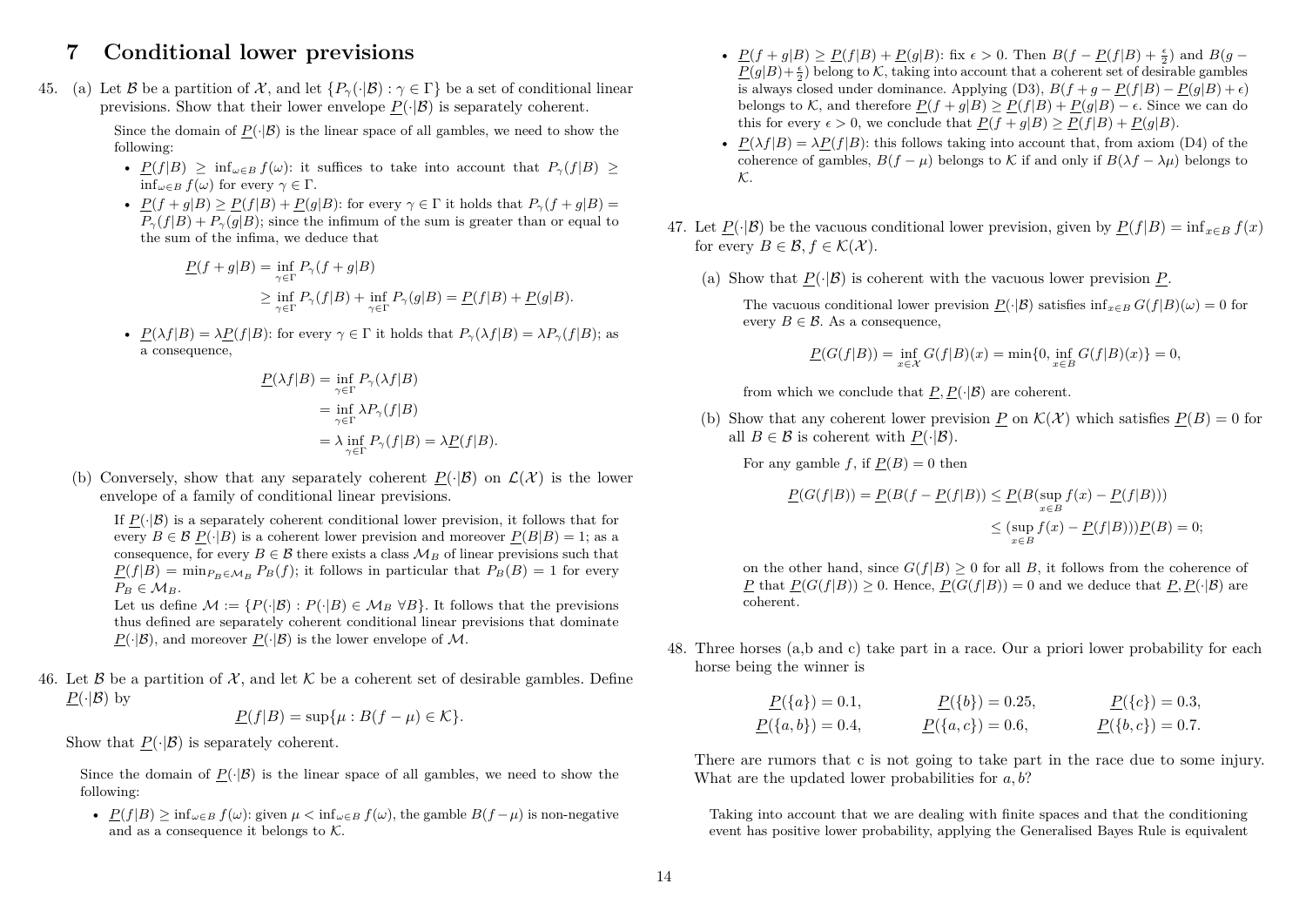# 7 Conditional lower previsions

45. (a) Let $\mathcal{B}$ be a partition of $\mathcal{X}$, and let $\{P_\gamma(\cdot|\mathcal{B}) : \gamma \in \Gamma\}$ be a set of conditional linear previsions. Show that their lower envelope $\underline{P}(\cdot|\mathcal{B})$ is separately coherent.

   Since the domain of $\underline{P}(\cdot|\mathcal{B})$ is the linear space of all gambles, we need to show the following:

   - $\underline{P}(f|B) \geq \inf_{\omega \in B} f(\omega)$: it suffices to take into account that $P_\gamma(f|B) \geq \inf_{\omega\in B} f(\omega)$ for every $\gamma \in \Gamma$.
   - $\underline{P}(f+g|B) \geq \underline{P}(f|B) + \underline{P}(g|B)$: for every $\gamma \in \Gamma$ it holds that $P_\gamma(f+g|B) = P_\gamma(f|B) + P_\gamma(g|B)$; since the infimum of the sum is greater than or equal to the sum of the infima, we deduce that

   $$\underline{P}(f+g|B) = \inf_{\gamma\in\Gamma} P_\gamma(f+g|B)$$
   $$\geq \inf_{\gamma\in\Gamma} P_\gamma(f|B) + \inf_{\gamma\in\Gamma} P_\gamma(g|B) = \underline{P}(f|B) + \underline{P}(g|B).$$

   - $\underline{P}(\lambda f|B) = \lambda \underline{P}(f|B)$: for every $\gamma \in \Gamma$ it holds that $P_\gamma(\lambda f|B) = \lambda P_\gamma(f|B)$; as a consequence,

   $$\underline{P}(\lambda f|B) = \inf_{\gamma\in\Gamma} P_\gamma(\lambda f|B)$$
   $$= \inf_{\gamma\in\Gamma} \lambda P_\gamma(f|B)$$
   $$= \lambda \inf_{\gamma\in\Gamma} P_\gamma(f|B) = \lambda \underline{P}(f|B).$$

   (b) Conversely, show that any separately coherent $\underline{P}(\cdot|\mathcal{B})$ on $\mathcal{L}(\mathcal{X})$ is the lower envelope of a family of conditional linear previsions.

   If $\underline{P}(\cdot|\mathcal{B})$ is a separately coherent conditional lower prevision, it follows that for every $B \in \mathcal{B}$ $\underline{P}(\cdot|B)$ is a coherent lower prevision and moreover $\underline{P}(B|B) = 1$; as a consequence, for every $B \in \mathcal{B}$ there exists a class $\mathcal{M}_B$ of linear previsions such that $\underline{P}(f|B) = \min_{P_B \in \mathcal{M}_B} P_B(f)$; it follows in particular that $P_B(B) = 1$ for every $P_B \in \mathcal{M}_B$.
   Let us define $\mathcal{M} := \{P(\cdot|\mathcal{B}) : P(\cdot|B) \in \mathcal{M}_B \ \forall B\}$. It follows that the previsions thus defined are separately coherent conditional linear previsions that dominate $\underline{P}(\cdot|\mathcal{B})$, and moreover $\underline{P}(\cdot|\mathcal{B})$ is the lower envelope of $\mathcal{M}$.

46. Let $\mathcal{B}$ be a partition of $\mathcal{X}$, and let $\mathcal{K}$ be a coherent set of desirable gambles. Define $\underline{P}(\cdot|\mathcal{B})$ by

   $$\underline{P}(f|B) = \sup\{\mu : B(f-\mu) \in \mathcal{K}\}.$$

   Show that $\underline{P}(\cdot|\mathcal{B})$ is separately coherent.

   Since the domain of $\underline{P}(\cdot|\mathcal{B})$ is the linear space of all gambles, we need to show the following:

   - $\underline{P}(f|B) \geq \inf_{\omega\in B} f(\omega)$: given $\mu < \inf_{\omega\in B} f(\omega)$, the gamble $B(f-\mu)$ is non-negative and as a consequence it belongs to $\mathcal{K}$.
   - $\underline{P}(f+g|B) \geq \underline{P}(f|B) + \underline{P}(g|B)$: fix $\epsilon > 0$. Then $B(f - \underline{P}(f|B) + \frac{\epsilon}{2})$ and $B(g - \underline{P}(g|B) + \frac{\epsilon}{2})$ belong to $\mathcal{K}$, taking into account that a coherent set of desirable gambles is always closed under dominance. Applying (D3), $B(f+g-\underline{P}(f|B) - \underline{P}(g|B) + \epsilon)$ belongs to $\mathcal{K}$, and therefore $\underline{P}(f+g|B) \geq \underline{P}(f|B) + \underline{P}(g|B) - \epsilon$. Since we can do this for every $\epsilon > 0$, we conclude that $\underline{P}(f+g|B) \geq \underline{P}(f|B) + \underline{P}(g|B)$.
   - $\underline{P}(\lambda f|B) = \lambda \underline{P}(f|B)$: this follows taking into account that, from axiom (D4) of the coherence of gambles, $B(f-\mu)$ belongs to $\mathcal{K}$ if and only if $B(\lambda f - \lambda\mu)$ belongs to $\mathcal{K}$.

47. Let $\underline{P}(\cdot|\mathcal{B})$ be the vacuous conditional lower prevision, given by $\underline{P}(f|B) = \inf_{x\in B} f(x)$ for every $B \in \mathcal{B}, f \in \mathcal{K}(\mathcal{X})$.

   (a) Show that $\underline{P}(\cdot|\mathcal{B})$ is coherent with the vacuous lower prevision $\underline{P}$.

   The vacuous conditional lower prevision $\underline{P}(\cdot|\mathcal{B})$ satisfies $\inf_{x\in B} G(f|B)(\omega) = 0$ for every $B \in \mathcal{B}$. As a consequence,

   $$\underline{P}(G(f|B)) = \inf_{x\in\mathcal{X}} G(f|B)(x) = \min\{0, \inf_{x\in B} G(f|B)(x)\} = 0,$$

   from which we conclude that $\underline{P}, \underline{P}(\cdot|\mathcal{B})$ are coherent.

   (b) Show that any coherent lower prevision $\underline{P}$ on $\mathcal{K}(\mathcal{X})$ which satisfies $\underline{P}(B) = 0$ for all $B \in \mathcal{B}$ is coherent with $\underline{P}(\cdot|\mathcal{B})$.

   For any gamble $f$, if $\underline{P}(B) = 0$ then

   $$\underline{P}(G(f|B)) = \underline{P}(B(f - \underline{P}(f|B)) \leq \underline{P}(B(\sup_{x\in B} f(x) - \underline{P}(f|B)))$$
   $$\leq (\sup_{x\in B} f(x) - \underline{P}(f|B)))\underline{P}(B) = 0;$$

   on the other hand, since $G(f|B) \geq 0$ for all $B$, it follows from the coherence of $\underline{P}$ that $\underline{P}(G(f|B)) \geq 0$. Hence, $\underline{P}(G(f|B)) = 0$ and we deduce that $\underline{P}, \underline{P}(\cdot|\mathcal{B})$ are coherent.

48. Three horses (a,b and c) take part in a race. Our a priori lower probability for each horse being the winner is

   $$\underline{P}(\{a\}) = 0.1, \qquad \underline{P}(\{b\}) = 0.25, \qquad \underline{P}(\{c\}) = 0.3,$$
   $$\underline{P}(\{a,b\}) = 0.4, \qquad \underline{P}(\{a,c\}) = 0.6, \qquad \underline{P}(\{b,c\}) = 0.7.$$

   There are rumors that c is not going to take part in the race due to some injury. What are the updated lower probabilities for $a, b$?

   Taking into account that we are dealing with finite spaces and that the conditioning event has positive lower probability, applying the Generalised Bayes Rule is equivalent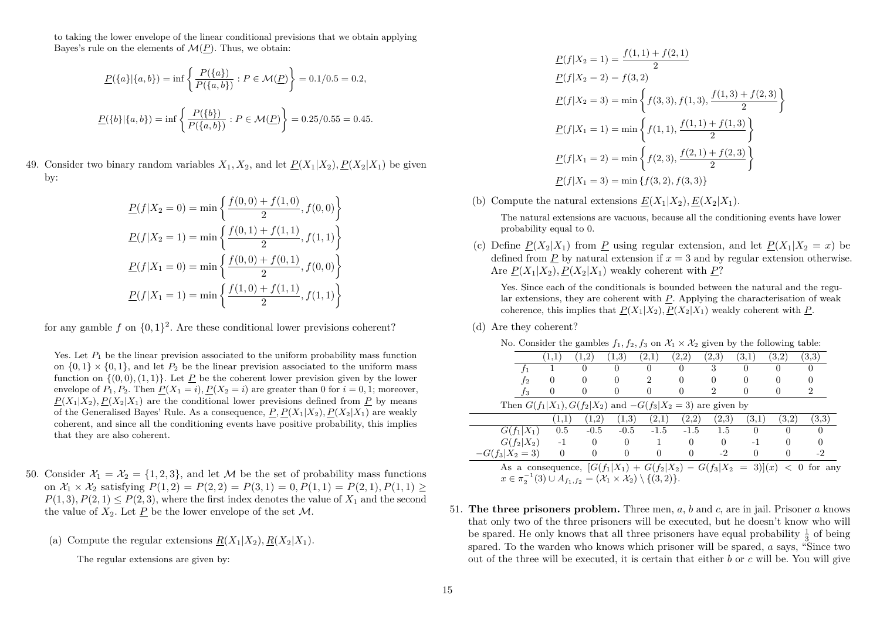to taking the lower envelope of the linear conditional previsions that we obtain applying Bayes's rule on the elements of $\mathcal{M}(\underline{P})$. Thus, we obtain:

$$\underline{P}(\{a\}|\{a,b\}) = \inf\left\{\frac{P(\{a\})}{P(\{a,b\})} : P \in \mathcal{M}(\underline{P})\right\} = 0.1/0.5 = 0.2,$$

$$\underline{P}(\{b\}|\{a,b\}) = \inf\left\{\frac{P(\{b\})}{P(\{a,b\})} : P \in \mathcal{M}(\underline{P})\right\} = 0.25/0.55 = 0.45.$$

49. Consider two binary random variables $X_1, X_2$, and let $\underline{P}(X_1|X_2), \underline{P}(X_2|X_1)$ be given by:

$$\underline{P}(f|X_2 = 0) = \min\left\{\frac{f(0,0)+f(1,0)}{2}, f(0,0)\right\}$$
$$\underline{P}(f|X_2 = 1) = \min\left\{\frac{f(0,1)+f(1,1)}{2}, f(1,1)\right\}$$
$$\underline{P}(f|X_1 = 0) = \min\left\{\frac{f(0,0)+f(0,1)}{2}, f(0,0)\right\}$$
$$\underline{P}(f|X_1 = 1) = \min\left\{\frac{f(1,0)+f(1,1)}{2}, f(1,1)\right\}$$

for any gamble $f$ on $\{0,1\}^2$. Are these conditional lower previsions coherent?

Yes. Let $P_1$ be the linear prevision associated to the uniform probability mass function on $\{0,1\}\times\{0,1\}$, and let $P_2$ be the linear prevision associated to the uniform mass function on $\{(0,0),(1,1)\}$. Let $\underline{P}$ be the coherent lower prevision given by the lower envelope of $P_1, P_2$. Then $\underline{P}(X_1 = i), \underline{P}(X_2 = i)$ are greater than 0 for $i = 0, 1$; moreover, $\underline{P}(X_1|X_2), \underline{P}(X_2|X_1)$ are the conditional lower previsions defined from $\underline{P}$ by means of the Generalised Bayes' Rule. As a consequence, $\underline{P}, \underline{P}(X_1|X_2), \underline{P}(X_2|X_1)$ are weakly coherent, and since all the conditioning events have positive probability, this implies that they are also coherent.

50. Consider $\mathcal{X}_1 = \mathcal{X}_2 = \{1,2,3\}$, and let $\mathcal{M}$ be the set of probability mass functions on $\mathcal{X}_1 \times \mathcal{X}_2$ satisfying $P(1,2) = P(2,2) = P(3,1) = 0, P(1,1) = P(2,1), P(1,1) \geq P(1,3), P(2,1) \leq P(2,3)$, where the first index denotes the value of $X_1$ and the second the value of $X_2$. Let $\underline{P}$ be the lower envelope of the set $\mathcal{M}$.

   (a) Compute the regular extensions $\underline{R}(X_1|X_2), \underline{R}(X_2|X_1)$.

   The regular extensions are given by:

$$\underline{P}(f|X_2 = 1) = \frac{f(1,1)+f(2,1)}{2}$$
$$\underline{P}(f|X_2 = 2) = f(3,2)$$
$$\underline{P}(f|X_2 = 3) = \min\left\{f(3,3), f(1,3), \frac{f(1,3)+f(2,3)}{2}\right\}$$
$$\underline{P}(f|X_1 = 1) = \min\left\{f(1,1), \frac{f(1,1)+f(1,3)}{2}\right\}$$
$$\underline{P}(f|X_1 = 2) = \min\left\{f(2,3), \frac{f(2,1)+f(2,3)}{2}\right\}$$
$$\underline{P}(f|X_1 = 3) = \min\{f(3,2), f(3,3)\}$$

   (b) Compute the natural extensions $\underline{E}(X_1|X_2), \underline{E}(X_2|X_1)$.

   The natural extensions are vacuous, because all the conditioning events have lower probability equal to 0.

   (c) Define $\underline{P}(X_2|X_1)$ from $\underline{P}$ using regular extension, and let $\underline{P}(X_1|X_2 = x)$ be defined from $\underline{P}$ by natural extension if $x = 3$ and by regular extension otherwise. Are $\underline{P}(X_1|X_2), \underline{P}(X_2|X_1)$ weakly coherent with $\underline{P}$?

   Yes. Since each of the conditionals is bounded between the natural and the regular extensions, they are coherent with $\underline{P}$. Applying the characterisation of weak coherence, this implies that $\underline{P}(X_1|X_2), \underline{P}(X_2|X_1)$ weakly coherent with $\underline{P}$.

   (d) Are they coherent?

   No. Consider the gambles $f_1, f_2, f_3$ on $\mathcal{X}_1 \times \mathcal{X}_2$ given by the following table:

| | (1,1) | (1,2) | (1,3) | (2,1) | (2,2) | (2,3) | (3,1) | (3,2) | (3,3) |
|---|---|---|---|---|---|---|---|---|---|
| $f_1$ | 1 | 0 | 0 | 0 | 0 | 3 | 0 | 0 | 0 |
| $f_2$ | 0 | 0 | 0 | 2 | 0 | 0 | 0 | 0 | 0 |
| $f_3$ | 0 | 0 | 0 | 0 | 0 | 2 | 0 | 0 | 2 |

   Then $G(f_1|X_1), G(f_2|X_2)$ and $-G(f_3|X_2 = 3)$ are given by

| | (1,1) | (1,2) | (1,3) | (2,1) | (2,2) | (2,3) | (3,1) | (3,2) | (3,3) |
|---|---|---|---|---|---|---|---|---|---|
| $G(f_1\|X_1)$ | 0.5 | -0.5 | -0.5 | -1.5 | -1.5 | 1.5 | 0 | 0 | 0 |
| $G(f_2\|X_2)$ | -1 | 0 | 0 | 1 | 0 | 0 | -1 | 0 | 0 |
| $-G(f_3\|X_2 = 3)$ | 0 | 0 | 0 | 0 | 0 | -2 | 0 | 0 | -2 |

   As a consequence, $[G(f_1|X_1) + G(f_2|X_2) - G(f_3|X_2 = 3)](x) < 0$ for any $x \in \pi_2^{-1}(3) \cup A_{f_1,f_2} = (\mathcal{X}_1 \times \mathcal{X}_2) \setminus \{(3,2)\}$.

51. **The three prisoners problem.** Three men, $a$, $b$ and $c$, are in jail. Prisoner $a$ knows that only two of the three prisoners will be executed, but he doesn't know who will be spared. He only knows that all three prisoners have equal probability $\frac{1}{3}$ of being spared. To the warden who knows which prisoner will be spared, $a$ says, "Since two out of the three will be executed, it is certain that either $b$ or $c$ will be. You will give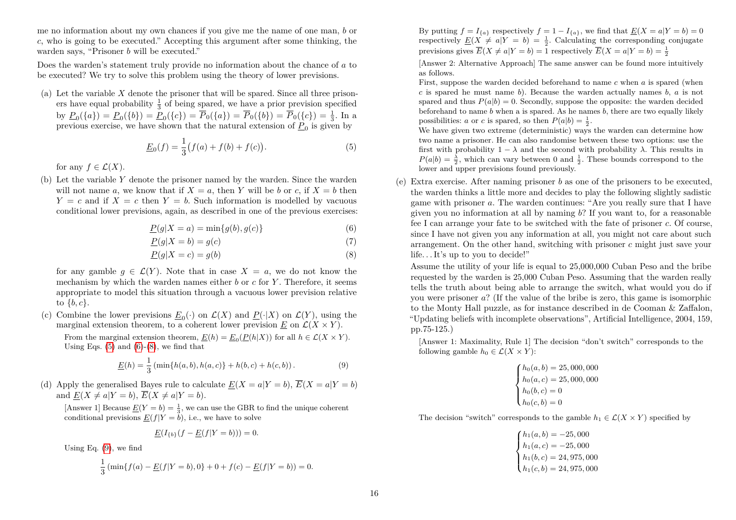me no information about my own chances if you give me the name of one man, $b$ or $c$, who is going to be executed." Accepting this argument after some thinking, the warden says, "Prisoner $b$ will be executed."

Does the warden's statement truly provide no information about the chance of $a$ to be executed? We try to solve this problem using the theory of lower previsions.

(a) Let the variable $X$ denote the prisoner that will be spared. Since all three prisoners have equal probability $\frac{1}{3}$ of being spared, we have a prior prevision specified by $\underline{P}_0(\{a\}) = \underline{P}_0(\{b\}) = \underline{P}_0(\{c\}) = \overline{P}_0(\{a\}) = \overline{P}_0(\{b\}) = \overline{P}_0(\{c\}) = \frac{1}{3}$. In a previous exercise, we have shown that the natural extension of $\underline{P}_0$ is given by

$$\underline{E}_0(f) = \frac{1}{3}\big(f(a) + f(b) + f(c)\big). \tag{5}$$

for any $f \in \mathcal{L}(X)$.

(b) Let the variable $Y$ denote the prisoner named by the warden. Since the warden will not name $a$, we know that if $X = a$, then $Y$ will be $b$ or $c$, if $X = b$ then $Y = c$ and if $X = c$ then $Y = b$. Such information is modelled by vacuous conditional lower previsions, again, as described in one of the previous exercises:

$$\underline{P}(g|X = a) = \min\{g(b), g(c)\} \tag{6}$$

$$\underline{P}(g|X = b) = g(c) \tag{7}$$

$$\underline{P}(g|X = c) = g(b) \tag{8}$$

for any gamble $g \in \mathcal{L}(Y)$. Note that in case $X = a$, we do not know the mechanism by which the warden names either $b$ or $c$ for $Y$. Therefore, it seems appropriate to model this situation through a vacuous lower prevision relative to $\{b, c\}$.

(c) Combine the lower previsions $\underline{E}_0(\cdot)$ on $\mathcal{L}(X)$ and $\underline{P}(\cdot|X)$ on $\mathcal{L}(Y)$, using the marginal extension theorem, to a coherent lower prevision $\underline{E}$ on $\mathcal{L}(X \times Y)$.

From the marginal extension theorem, $\underline{E}(h) = \underline{E}_0(\underline{P}(h|X))$ for all $h \in \mathcal{L}(X \times Y)$. Using Eqs. (5) and (6)-(8), we find that

$$\underline{E}(h) = \frac{1}{3}\left(\min\{h(a,b), h(a,c)\} + h(b,c) + h(c,b)\right). \tag{9}$$

(d) Apply the generalised Bayes rule to calculate $\underline{E}(X = a|Y = b)$, $\overline{E}(X = a|Y = b)$ and $\underline{E}(X \neq a|Y = b)$, $\overline{E}(X \neq a|Y = b)$.

[Answer 1] Because $\underline{E}(Y = b) = \frac{1}{3}$, we can use the GBR to find the unique coherent conditional previsions $\underline{E}(f|Y = b)$, i.e., we have to solve

$$\underline{E}(I_{\{b\}}(f - \underline{E}(f|Y = b))) = 0.$$

Using Eq. (9), we find

$$\frac{1}{3}\left(\min\{f(a) - \underline{E}(f|Y = b), 0\} + 0 + f(c) - \underline{E}(f|Y = b)\right) = 0.$$

By putting $f = I_{\{a\}}$ respectively $f = 1 - I_{\{a\}}$, we find that $\underline{E}(X = a|Y = b) = 0$ respectively $\underline{E}(X \neq a|Y = b) = \frac{1}{2}$. Calculating the corresponding conjugate previsions gives $\overline{E}(X \neq a|Y = b) = 1$ respectively $\overline{E}(X = a|Y = b) = \frac{1}{2}$

[Answer 2: Alternative Approach] The same answer can be found more intuitively as follows.
First, suppose the warden decided beforehand to name $c$ when $a$ is spared (when $c$ is spared he must name $b$). Because the warden actually names $b$, $a$ is not spared and thus $P(a|b) = 0$. Secondly, suppose the opposite: the warden decided beforehand to name $b$ when a is spared. As he names $b$, there are two equally likely possibilities: $a$ or $c$ is spared, so then $P(a|b) = \frac{1}{2}$.
We have given two extreme (deterministic) ways the warden can determine how two name a prisoner. He can also randomise between these two options: use the first with probability $1 - \lambda$ and the second with probability $\lambda$. This results in $P(a|b) = \frac{\lambda}{2}$, which can vary between 0 and $\frac{1}{2}$. These bounds correspond to the lower and upper previsions found previously.

(e) Extra exercise. After naming prisoner $b$ as one of the prisoners to be executed, the warden thinks a little more and decides to play the following slightly sadistic game with prisoner $a$. The warden continues: "Are you really sure that I have given you no information at all by naming $b$? If you want to, for a reasonable fee I can arrange your fate to be switched with the fate of prisoner $c$. Of course, since I have not given you any information at all, you might not care about such arrangement. On the other hand, switching with prisoner $c$ might just save your life…It's up to you to decide!"

Assume the utility of your life is equal to 25,000,000 Cuban Peso and the bribe requested by the warden is 25,000 Cuban Peso. Assuming that the warden really tells the truth about being able to arrange the switch, what would you do if you were prisoner $a$? (If the value of the bribe is zero, this game is isomorphic to the Monty Hall puzzle, as for instance described in de Cooman & Zaffalon, "Updating beliefs with incomplete observations", Artificial Intelligence, 2004, 159, pp.75-125.)

[Answer 1: Maximality, Rule 1] The decision "don't switch" corresponds to the following gamble $h_0 \in \mathcal{L}(X \times Y)$:

$$\begin{cases} h_0(a,b) = 25,000,000 \\ h_0(a,c) = 25,000,000 \\ h_0(b,c) = 0 \\ h_0(c,b) = 0 \end{cases}$$

The decision "switch" corresponds to the gamble $h_1 \in \mathcal{L}(X \times Y)$ specified by

$$\begin{cases} h_1(a,b) = -25,000 \\ h_1(a,c) = -25,000 \\ h_1(b,c) = 24,975,000 \\ h_1(c,b) = 24,975,000 \end{cases}$$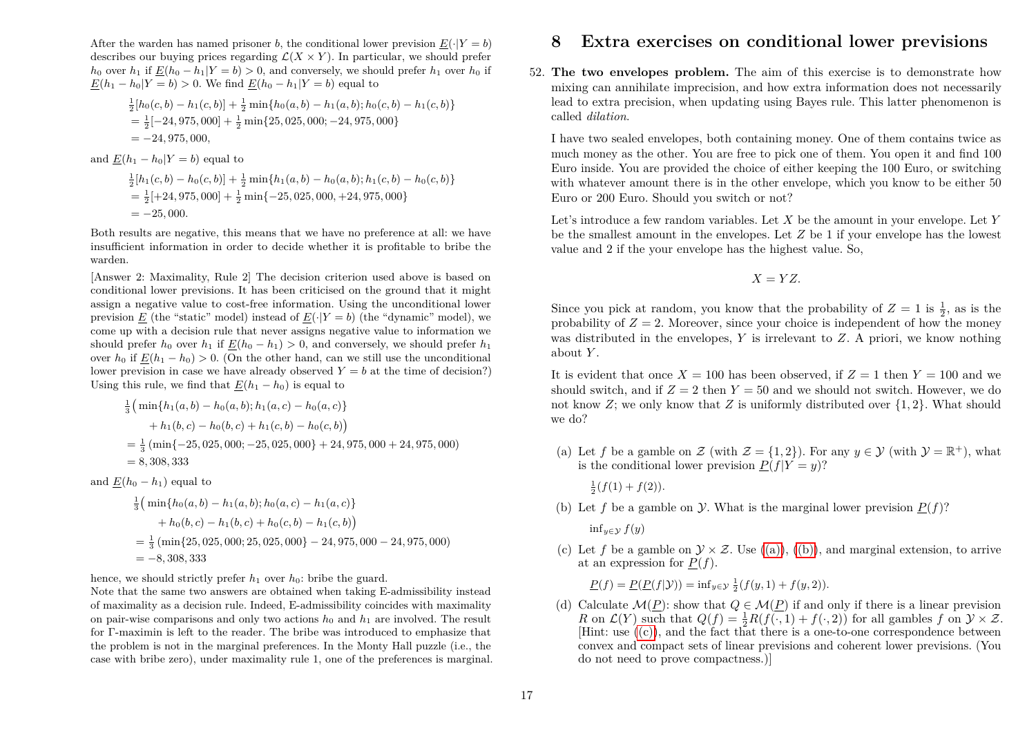After the warden has named prisoner $b$, the conditional lower prevision $\underline{E}(\cdot|Y=b)$ describes our buying prices regarding $\mathcal{L}(X \times Y)$. In particular, we should prefer $h_0$ over $h_1$ if $\underline{E}(h_0 - h_1|Y=b) > 0$, and conversely, we should prefer $h_1$ over $h_0$ if $\underline{E}(h_1 - h_0|Y=b) > 0$. We find $\underline{E}(h_0 - h_1|Y=b)$ equal to

$$
\begin{aligned}
&\tfrac{1}{2}[h_0(c,b) - h_1(c,b)] + \tfrac{1}{2}\min\{h_0(a,b) - h_1(a,b); h_0(c,b) - h_1(c,b)\} \\
&= \tfrac{1}{2}[-24,975,000] + \tfrac{1}{2}\min\{25,025,000; -24,975,000\} \\
&= -24,975,000,
\end{aligned}
$$

and $\underline{E}(h_1 - h_0|Y=b)$ equal to

$$
\begin{aligned}
&\tfrac{1}{2}[h_1(c,b) - h_0(c,b)] + \tfrac{1}{2}\min\{h_1(a,b) - h_0(a,b); h_1(c,b) - h_0(c,b)\} \\
&= \tfrac{1}{2}[+24,975,000] + \tfrac{1}{2}\min\{-25,025,000, +24,975,000\} \\
&= -25,000.
\end{aligned}
$$

Both results are negative, this means that we have no preference at all: we have insufficient information in order to decide whether it is profitable to bribe the warden.

[Answer 2: Maximality, Rule 2] The decision criterion used above is based on conditional lower previsions. It has been criticised on the ground that it might assign a negative value to cost-free information. Using the unconditional lower prevision $\underline{E}$ (the "static" model) instead of $\underline{E}(\cdot|Y=b)$ (the "dynamic" model), we come up with a decision rule that never assigns negative value to information we should prefer $h_0$ over $h_1$ if $\underline{E}(h_0 - h_1) > 0$, and conversely, we should prefer $h_1$ over $h_0$ if $\underline{E}(h_1 - h_0) > 0$. (On the other hand, can we still use the unconditional lower prevision in case we have already observed $Y = b$ at the time of decision?) Using this rule, we find that $\underline{E}(h_1 - h_0)$ is equal to

$$
\begin{aligned}
&\tfrac{1}{3}\big(\min\{h_1(a,b) - h_0(a,b); h_1(a,c) - h_0(a,c)\} \\
&\qquad + h_1(b,c) - h_0(b,c) + h_1(c,b) - h_0(c,b)\big) \\
&= \tfrac{1}{3}\left(\min\{-25,025,000; -25,025,000\} + 24,975,000 + 24,975,000\right) \\
&= 8,308,333
\end{aligned}
$$

and $\underline{E}(h_0 - h_1)$ equal to

$$
\begin{aligned}
&\tfrac{1}{3}\big(\min\{h_0(a,b) - h_1(a,b); h_0(a,c) - h_1(a,c)\} \\
&\qquad + h_0(b,c) - h_1(b,c) + h_0(c,b) - h_1(c,b)\big) \\
&= \tfrac{1}{3}\left(\min\{25,025,000; 25,025,000\} - 24,975,000 - 24,975,000\right) \\
&= -8,308,333
\end{aligned}
$$

hence, we should strictly prefer $h_1$ over $h_0$: bribe the guard.

Note that the same two answers are obtained when taking E-admissibility instead of maximality as a decision rule. Indeed, E-admissibility coincides with maximality on pair-wise comparisons and only two actions $h_0$ and $h_1$ are involved. The result for $\Gamma$-maximin is left to the reader. The bribe was introduced to emphasize that the problem is not in the marginal preferences. In the Monty Hall puzzle (i.e., the case with bribe zero), under maximality rule 1, one of the preferences is marginal.

# 8 Extra exercises on conditional lower previsions

52. **The two envelopes problem.** The aim of this exercise is to demonstrate how mixing can annihilate imprecision, and how extra information does not necessarily lead to extra precision, when updating using Bayes rule. This latter phenomenon is called *dilation*.

I have two sealed envelopes, both containing money. One of them contains twice as much money as the other. You are free to pick one of them. You open it and find 100 Euro inside. You are provided the choice of either keeping the 100 Euro, or switching with whatever amount there is in the other envelope, which you know to be either 50 Euro or 200 Euro. Should you switch or not?

Let's introduce a few random variables. Let $X$ be the amount in your envelope. Let $Y$ be the smallest amount in the envelopes. Let $Z$ be 1 if your envelope has the lowest value and 2 if the your envelope has the highest value. So,

$$X = YZ.$$

Since you pick at random, you know that the probability of $Z = 1$ is $\frac{1}{2}$, as is the probability of $Z = 2$. Moreover, since your choice is independent of how the money was distributed in the envelopes, $Y$ is irrelevant to $Z$. A priori, we know nothing about $Y$.

It is evident that once $X = 100$ has been observed, if $Z = 1$ then $Y = 100$ and we should switch, and if $Z = 2$ then $Y = 50$ and we should not switch. However, we do not know $Z$; we only know that $Z$ is uniformly distributed over $\{1, 2\}$. What should we do?

(a) Let $f$ be a gamble on $\mathcal{Z}$ (with $\mathcal{Z} = \{1, 2\}$). For any $y \in \mathcal{Y}$ (with $\mathcal{Y} = \mathbb{R}^+$), what is the conditional lower prevision $\underline{P}(f|Y=y)$?

$\frac{1}{2}(f(1) + f(2))$.

(b) Let $f$ be a gamble on $\mathcal{Y}$. What is the marginal lower prevision $\underline{P}(f)$?

$\inf_{y \in \mathcal{Y}} f(y)$

(c) Let $f$ be a gamble on $\mathcal{Y} \times \mathcal{Z}$. Use (a), (b), and marginal extension, to arrive at an expression for $\underline{P}(f)$.

$\underline{P}(f) = \underline{P}(\underline{P}(f|\mathcal{Y})) = \inf_{y \in \mathcal{Y}} \frac{1}{2}(f(y,1) + f(y,2))$.

(d) Calculate $\mathcal{M}(\underline{P})$: show that $Q \in \mathcal{M}(\underline{P})$ if and only if there is a linear prevision $R$ on $\mathcal{L}(Y)$ such that $Q(f) = \frac{1}{2}R(f(\cdot,1) + f(\cdot,2))$ for all gambles $f$ on $\mathcal{Y} \times \mathcal{Z}$. [Hint: use (c), and the fact that there is a one-to-one correspondence between convex and compact sets of linear previsions and coherent lower previsions. (You do not need to prove compactness.)]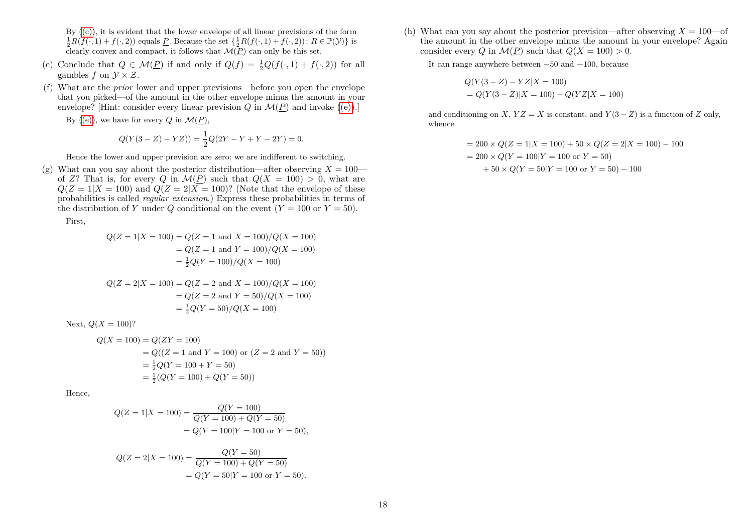By ((c)), it is evident that the lower envelope of all linear previsions of the form $\frac{1}{2}R(f(\cdot,1)+f(\cdot,2))$ equals $\underline{P}$. Because the set $\{\frac{1}{2}R(f(\cdot,1)+f(\cdot,2))\colon R\in\mathbb{P}(\mathcal{Y})\}$ is clearly convex and compact, it follows that $\mathcal{M}(\underline{P})$ can only be this set.

(e) Conclude that $Q\in\mathcal{M}(\underline{P})$ if and only if $Q(f)=\frac{1}{2}Q(f(\cdot,1)+f(\cdot,2))$ for all gambles $f$ on $\mathcal{Y}\times\mathcal{Z}$.

(f) What are the *prior* lower and upper previsions—before you open the envelope that you picked—of the amount in the other envelope minus the amount in your envelope? [Hint: consider every linear prevision $Q$ in $\mathcal{M}(\underline{P})$ and invoke ((e)).]

By ((e)), we have for every $Q$ in $\mathcal{M}(\underline{P})$,

$$Q(Y(3-Z)-YZ))=\frac{1}{2}Q(2Y-Y+Y-2Y)=0.$$

Hence the lower and upper prevision are zero: we are indifferent to switching.

(g) What can you say about the posterior distribution—after observing $X=100$—of $Z$? That is, for every $Q$ in $\mathcal{M}(\underline{P})$ such that $Q(X=100)>0$, what are $Q(Z=1|X=100)$ and $Q(Z=2|X=100)$? (Note that the envelope of these probabilities is called *regular extension*.) Express these probabilities in terms of the distribution of $Y$ under $Q$ conditional on the event ($Y=100$ or $Y=50$).

First,

$$\begin{aligned}Q(Z=1|X=100)&=Q(Z=1\text{ and }X=100)/Q(X=100)\\&=Q(Z=1\text{ and }Y=100)/Q(X=100)\\&=\tfrac{1}{2}Q(Y=100)/Q(X=100)\end{aligned}$$

$$\begin{aligned}Q(Z=2|X=100)&=Q(Z=2\text{ and }X=100)/Q(X=100)\\&=Q(Z=2\text{ and }Y=50)/Q(X=100)\\&=\tfrac{1}{2}Q(Y=50)/Q(X=100)\end{aligned}$$

Next, $Q(X=100)$?

$$\begin{aligned}Q(X=100)&=Q(ZY=100)\\&=Q((Z=1\text{ and }Y=100)\text{ or }(Z=2\text{ and }Y=50))\\&=\tfrac{1}{2}Q(Y=100+Y=50)\\&=\tfrac{1}{2}(Q(Y=100)+Q(Y=50))\end{aligned}$$

Hence,

$$\begin{aligned}Q(Z=1|X=100)&=\frac{Q(Y=100)}{Q(Y=100)+Q(Y=50)}\\&=Q(Y=100|Y=100\text{ or }Y=50),\end{aligned}$$

$$\begin{aligned}Q(Z=2|X=100)&=\frac{Q(Y=50)}{Q(Y=100)+Q(Y=50)}\\&=Q(Y=50|Y=100\text{ or }Y=50).\end{aligned}$$

(h) What can you say about the posterior prevision—after observing $X=100$—of the amount in the other envelope minus the amount in your envelope? Again consider every $Q$ in $\mathcal{M}(\underline{P})$ such that $Q(X=100)>0$.

It can range anywhere between $-50$ and $+100$, because

$$\begin{aligned}&Q(Y(3-Z)-YZ|X=100)\\&=Q(Y(3-Z)|X=100)-Q(YZ|X=100)\end{aligned}$$

and conditioning on $X$, $YZ=X$ is constant, and $Y(3-Z)$ is a function of $Z$ only, whence

$$\begin{aligned}&=200\times Q(Z=1|X=100)+50\times Q(Z=2|X=100)-100\\&=200\times Q(Y=100|Y=100\text{ or }Y=50)\\&\qquad+50\times Q(Y=50|Y=100\text{ or }Y=50)-100\end{aligned}$$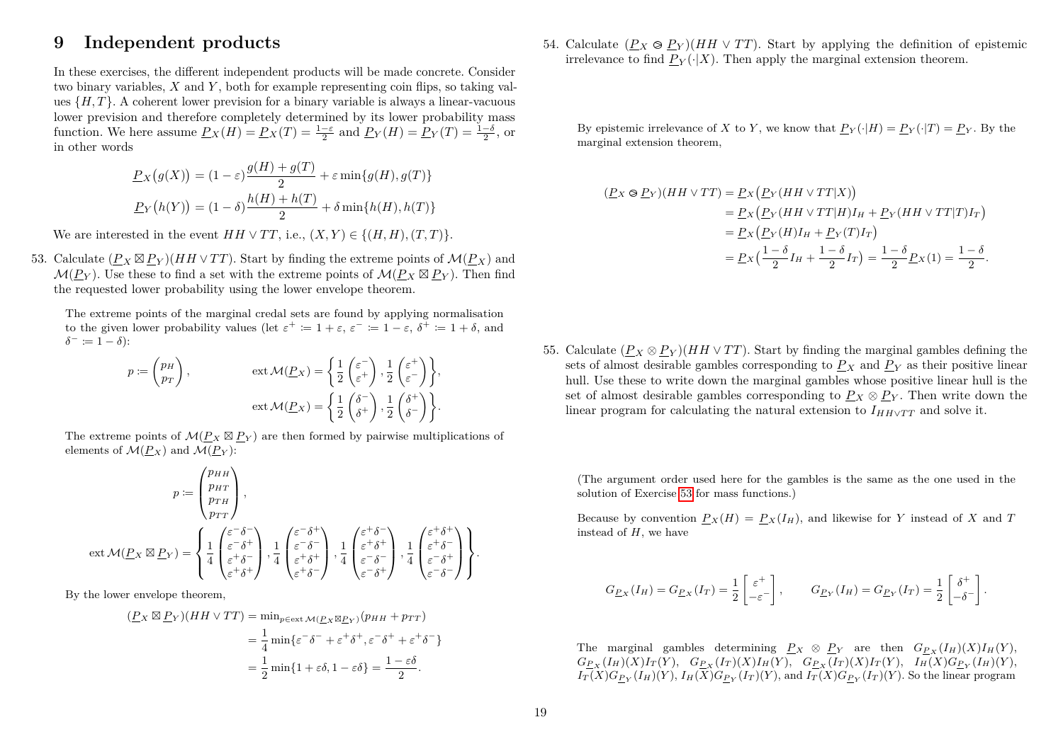# 9 Independent products

In these exercises, the different independent products will be made concrete. Consider two binary variables, $X$ and $Y$, both for example representing coin flips, so taking values $\{H,T\}$. A coherent lower prevision for a binary variable is always a linear-vacuous lower prevision and therefore completely determined by its lower probability mass function. We here assume $\underline{P}_X(H) = \underline{P}_X(T) = \frac{1-\varepsilon}{2}$ and $\underline{P}_Y(H) = \underline{P}_Y(T) = \frac{1-\delta}{2}$, or in other words

$$\underline{P}_X\big(g(X)\big) = (1-\varepsilon)\frac{g(H)+g(T)}{2} + \varepsilon \min\{g(H), g(T)\}$$

$$\underline{P}_Y\big(h(Y)\big) = (1-\delta)\frac{h(H)+h(T)}{2} + \delta \min\{h(H), h(T)\}$$

We are interested in the event $HH \vee TT$, i.e., $(X,Y) \in \{(H,H),(T,T)\}$.

53. Calculate $(\underline{P}_X \boxtimes \underline{P}_Y)(HH \vee TT)$. Start by finding the extreme points of $\mathcal{M}(\underline{P}_X)$ and $\mathcal{M}(\underline{P}_Y)$. Use these to find a set with the extreme points of $\mathcal{M}(\underline{P}_X \boxtimes \underline{P}_Y)$. Then find the requested lower probability using the lower envelope theorem.

The extreme points of the marginal credal sets are found by applying normalisation to the given lower probability values (let $\varepsilon^+ := 1+\varepsilon$, $\varepsilon^- := 1-\varepsilon$, $\delta^+ := 1+\delta$, and $\delta^- := 1-\delta$):

$$p := \begin{pmatrix} p_H \\ p_T \end{pmatrix}, \qquad \operatorname{ext}\mathcal{M}(\underline{P}_X) = \left\{ \frac{1}{2}\begin{pmatrix} \varepsilon^- \\ \varepsilon^+ \end{pmatrix}, \frac{1}{2}\begin{pmatrix} \varepsilon^+ \\ \varepsilon^- \end{pmatrix} \right\},$$

$$\operatorname{ext}\mathcal{M}(\underline{P}_X) = \left\{ \frac{1}{2}\begin{pmatrix} \delta^- \\ \delta^+ \end{pmatrix}, \frac{1}{2}\begin{pmatrix} \delta^+ \\ \delta^- \end{pmatrix} \right\}.$$

The extreme points of $\mathcal{M}(\underline{P}_X \boxtimes \underline{P}_Y)$ are then formed by pairwise multiplications of elements of $\mathcal{M}(\underline{P}_X)$ and $\mathcal{M}(\underline{P}_Y)$:

$$p := \begin{pmatrix} p_{HH} \\ p_{HT} \\ p_{TH} \\ p_{TT} \end{pmatrix},$$

$$\operatorname{ext}\mathcal{M}(\underline{P}_X \boxtimes \underline{P}_Y) = \left\{ \frac{1}{4}\begin{pmatrix} \varepsilon^-\delta^- \\ \varepsilon^-\delta^+ \\ \varepsilon^+\delta^- \\ \varepsilon^+\delta^+ \end{pmatrix}, \frac{1}{4}\begin{pmatrix} \varepsilon^-\delta^+ \\ \varepsilon^-\delta^- \\ \varepsilon^+\delta^+ \\ \varepsilon^+\delta^- \end{pmatrix}, \frac{1}{4}\begin{pmatrix} \varepsilon^+\delta^- \\ \varepsilon^+\delta^+ \\ \varepsilon^-\delta^- \\ \varepsilon^-\delta^+ \end{pmatrix}, \frac{1}{4}\begin{pmatrix} \varepsilon^+\delta^+ \\ \varepsilon^+\delta^- \\ \varepsilon^-\delta^+ \\ \varepsilon^-\delta^- \end{pmatrix} \right\}.$$

By the lower envelope theorem,

$$\begin{aligned}
(\underline{P}_X \boxtimes \underline{P}_Y)(HH \vee TT) &= \min\nolimits_{p \in \operatorname{ext}\mathcal{M}(\underline{P}_X \boxtimes \underline{P}_Y)} (p_{HH} + p_{TT}) \\
&= \frac{1}{4}\min\{\varepsilon^-\delta^- + \varepsilon^+\delta^+, \varepsilon^-\delta^+ + \varepsilon^+\delta^-\} \\
&= \frac{1}{2}\min\{1+\varepsilon\delta, 1-\varepsilon\delta\} = \frac{1-\varepsilon\delta}{2}.
\end{aligned}$$

54. Calculate $(\underline{P}_X \circledcirc \underline{P}_Y)(HH \vee TT)$. Start by applying the definition of epistemic irrelevance to find $\underline{P}_Y(\cdot|X)$. Then apply the marginal extension theorem.

By epistemic irrelevance of $X$ to $Y$, we know that $\underline{P}_Y(\cdot|H) = \underline{P}_Y(\cdot|T) = \underline{P}_Y$. By the marginal extension theorem,

$$\begin{aligned}
(\underline{P}_X \circledcirc \underline{P}_Y)(HH \vee TT) &= \underline{P}_X\big(\underline{P}_Y(HH \vee TT|X)\big) \\
&= \underline{P}_X\big(\underline{P}_Y(HH \vee TT|H)I_H + \underline{P}_Y(HH \vee TT|T)I_T\big) \\
&= \underline{P}_X\big(\underline{P}_Y(H)I_H + \underline{P}_Y(T)I_T\big) \\
&= \underline{P}_X\big(\tfrac{1-\delta}{2}I_H + \tfrac{1-\delta}{2}I_T\big) = \frac{1-\delta}{2}\underline{P}_X(1) = \frac{1-\delta}{2}.
\end{aligned}$$

55. Calculate $(\underline{P}_X \otimes \underline{P}_Y)(HH \vee TT)$. Start by finding the marginal gambles defining the sets of almost desirable gambles corresponding to $\underline{P}_X$ and $\underline{P}_Y$ as their positive linear hull. Use these to write down the marginal gambles whose positive linear hull is the set of almost desirable gambles corresponding to $\underline{P}_X \otimes \underline{P}_Y$. Then write down the linear program for calculating the natural extension to $I_{HH\vee TT}$ and solve it.

(The argument order used here for the gambles is the same as the one used in the solution of Exercise 53 for mass functions.)

Because by convention $\underline{P}_X(H) = \underline{P}_X(I_H)$, and likewise for $Y$ instead of $X$ and $T$ instead of $H$, we have

$$G_{\underline{P}_X}(I_H) = G_{\underline{P}_X}(I_T) = \frac{1}{2}\begin{bmatrix} \varepsilon^+ \\ -\varepsilon^- \end{bmatrix}, \qquad G_{\underline{P}_Y}(I_H) = G_{\underline{P}_Y}(I_T) = \frac{1}{2}\begin{bmatrix} \delta^+ \\ -\delta^- \end{bmatrix}.$$

The marginal gambles determining $\underline{P}_X \otimes \underline{P}_Y$ are then $G_{\underline{P}_X}(I_H)(X)I_H(Y)$, $G_{\underline{P}_X}(I_H)(X)I_T(Y)$, $G_{\underline{P}_X}(I_T)(X)I_H(Y)$, $G_{\underline{P}_X}(I_T)(X)I_T(Y)$, $I_H(X)G_{\underline{P}_Y}(I_H)(Y)$, $I_T(X)G_{\underline{P}_Y}(I_H)(Y)$, $I_H(X)G_{\underline{P}_Y}(I_T)(Y)$, and $I_T(X)G_{\underline{P}_Y}(I_T)(Y)$. So the linear program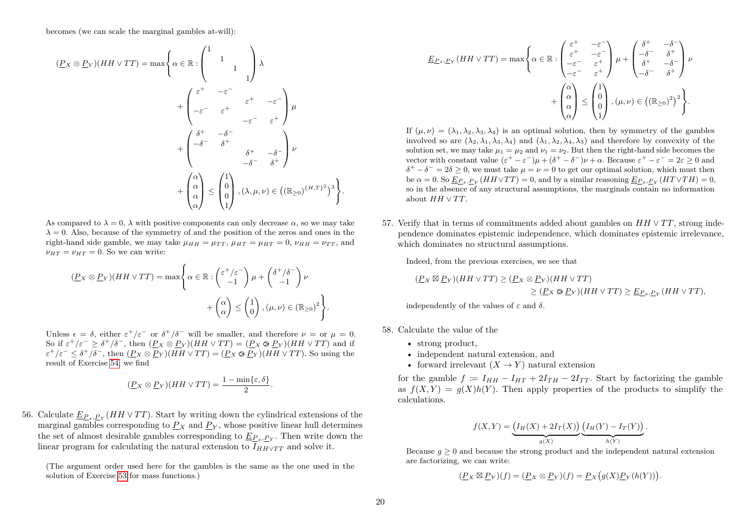becomes (we can scale the marginal gambles at-will):

$$
\begin{aligned}
(\underline{P}_X \otimes \underline{P}_Y)(HH \vee TT) = \max\Biggl\{ \alpha \in \mathbb{R} : &\begin{pmatrix} 1 & & & \\ & 1 & & \\ & & 1 & \\ & & & 1 \end{pmatrix} \lambda \\
&+ \begin{pmatrix} \varepsilon^+ & -\varepsilon^- & & \\ & & \varepsilon^+ & -\varepsilon^- \\ -\varepsilon^- & \varepsilon^+ & & \\ & & -\varepsilon^- & \varepsilon^+ \end{pmatrix} \mu \\
&+ \begin{pmatrix} \delta^+ & -\delta^- & & \\ -\delta^- & \delta^+ & & \\ & & \delta^+ & -\delta^- \\ & & -\delta^- & \delta^+ \end{pmatrix} \nu \\
&+ \begin{pmatrix} \alpha \\ \alpha \\ \alpha \\ \alpha \end{pmatrix} \leq \begin{pmatrix} 1 \\ 0 \\ 0 \\ 1 \end{pmatrix}, (\lambda, \mu, \nu) \in \left( (\mathbb{R}_{\geq 0})^{\{H,T\}^2} \right)^3 \Biggr\}.
\end{aligned}
$$

As compared to $\lambda = 0$, $\lambda$ with positive components can only decrease $\alpha$, so we may take $\lambda = 0$. Also, because of the symmetry of and the position of the zeros and ones in the right-hand side gamble, we may take $\mu_{HH} = \mu_{TT}$, $\mu_{HT} = \mu_{HT} = 0$, $\nu_{HH} = \nu_{TT}$, and $\nu_{HT} = \nu_{HT} = 0$. So we can write:

$$
\begin{aligned}
(\underline{P}_X \otimes \underline{P}_Y)(HH \vee TT) = \max\Biggl\{ \alpha \in \mathbb{R} : &\begin{pmatrix} \varepsilon^+/\varepsilon^- \\ -1 \end{pmatrix} \mu + \begin{pmatrix} \delta^+/\delta^- \\ -1 \end{pmatrix} \nu \\
&+ \begin{pmatrix} \alpha \\ \alpha \end{pmatrix} \leq \begin{pmatrix} 1 \\ 0 \end{pmatrix}, (\mu, \nu) \in (\mathbb{R}_{\geq 0})^2 \Biggr\}.
\end{aligned}
$$

Unless $\epsilon = \delta$, either $\varepsilon^+/\varepsilon^-$ or $\delta^+/\delta^-$ will be smaller, and therefore $\nu =$ or $\mu = 0$. So if $\varepsilon^+/\varepsilon^- \geq \delta^+/\delta^-$, then $(\underline{P}_X \otimes \underline{P}_Y)(HH \vee TT) = (\underline{P}_X \circledcirc \underline{P}_Y)(HH \vee TT)$ and if $\varepsilon^+/\varepsilon^- \leq \delta^+/\delta^-$, then $(\underline{P}_X \otimes \underline{P}_Y)(HH \vee TT) = (\underline{P}_X \circledcirc \underline{P}_Y)(HH \vee TT)$. So using the result of Exercise 54, we find

$$
(\underline{P}_X \otimes \underline{P}_Y)(HH \vee TT) = \frac{1 - \min\{\varepsilon, \delta\}}{2}.
$$

56. Calculate $\underline{E}_{\underline{P}_x, \underline{P}_Y}(HH \vee TT)$. Start by writing down the cylindrical extensions of the marginal gambles corresponding to $\underline{P}_X$ and $\underline{P}_Y$, whose positive linear hull determines the set of almost desirable gambles corresponding to $\underline{E}_{\underline{P}_x, \underline{P}_Y}$. Then write down the linear program for calculating the natural extension to $I_{HH \vee TT}$ and solve it.

   (The argument order used here for the gambles is the same as the one used in the solution of Exercise 53 for mass functions.)

$$
\begin{aligned}
\underline{E}_{\underline{P}_x, \underline{P}_Y}(HH \vee TT) = \max\Biggl\{ \alpha \in \mathbb{R} : &\begin{pmatrix} \varepsilon^+ & -\varepsilon^- \\ \varepsilon^+ & -\varepsilon^- \\ -\varepsilon^- & \varepsilon^+ \\ -\varepsilon^- & \varepsilon^+ \end{pmatrix} \mu + \begin{pmatrix} \delta^+ & -\delta^- \\ -\delta^- & \delta^+ \\ \delta^+ & -\delta^- \\ -\delta^- & \delta^+ \end{pmatrix} \nu \\
&+ \begin{pmatrix} \alpha \\ \alpha \\ \alpha \\ \alpha \end{pmatrix} \leq \begin{pmatrix} 1 \\ 0 \\ 0 \\ 1 \end{pmatrix}, (\mu, \nu) \in \left( (\mathbb{R}_{\geq 0})^2 \right)^2 \Biggr\}.
\end{aligned}
$$

   If $(\mu, \nu) = (\lambda_1, \lambda_2, \lambda_3, \lambda_4)$ is an optimal solution, then by symmetry of the gambles involved so are $(\lambda_2, \lambda_1, \lambda_3, \lambda_4)$ and $(\lambda_1, \lambda_2, \lambda_4, \lambda_3)$ and therefore by convexity of the solution set, we may take $\mu_1 = \mu_2$ and $\nu_1 = \nu_2$. But then the right-hand side becomes the vector with constant value $(\varepsilon^+ - \varepsilon^-)\mu + (\delta^+ - \delta^-)\nu + \alpha$. Because $\varepsilon^+ - \varepsilon^- = 2\varepsilon \geq 0$ and $\delta^+ - \delta^- = 2\delta \geq 0$, we must take $\mu = \nu = 0$ to get our optimal solution, which must then be $\alpha = 0$. So $\underline{E}_{\underline{P}_x, \underline{P}_Y}(HH \vee TT) = 0$, and by a similar reasoning $\underline{E}_{\underline{P}_x, \underline{P}_Y}(HT \vee TH) = 0$, so in the absence of any structural assumptions, the marginals contain no information about $HH \vee TT$.

57. Verify that in terms of commitments added about gambles on $HH \vee TT$, strong independence dominates epistemic independence, which dominates epistemic irrelevance, which dominates no structural assumptions.

   Indeed, from the previous exercises, we see that

$$
\begin{aligned}
(\underline{P}_X \boxtimes \underline{P}_Y)(HH \vee TT) &\geq (\underline{P}_X \otimes \underline{P}_Y)(HH \vee TT) \\
&\geq (\underline{P}_X \circledcirc \underline{P}_Y)(HH \vee TT) \geq \underline{E}_{\underline{P}_x, \underline{P}_Y}(HH \vee TT),
\end{aligned}
$$

   independently of the values of $\varepsilon$ and $\delta$.

58. Calculate the value of the
   - strong product,
   - independent natural extension, and
   - forward irrelevant $(X \to Y)$ natural extension

   for the gamble $f := I_{HH} - I_{HT} + 2I_{TH} - 2I_{TT}$. Start by factorizing the gamble as $f(X, Y) = g(X)h(Y)$. Then apply properties of the products to simplify the calculations.

$$
f(X, Y) = \underbrace{\bigl(I_H(X) + 2I_T(X)\bigr)}_{g(X)} \underbrace{\bigl(I_H(Y) - I_T(Y)\bigr)}_{h(Y)}.
$$

   Because $g \geq 0$ and because the strong product and the independent natural extension are factorizing, we can write:

$$
(\underline{P}_X \boxtimes \underline{P}_Y)(f) = (\underline{P}_X \otimes \underline{P}_Y)(f) = \underline{P}_X\bigl(g(X)\underline{P}_Y(h(Y))\bigr).
$$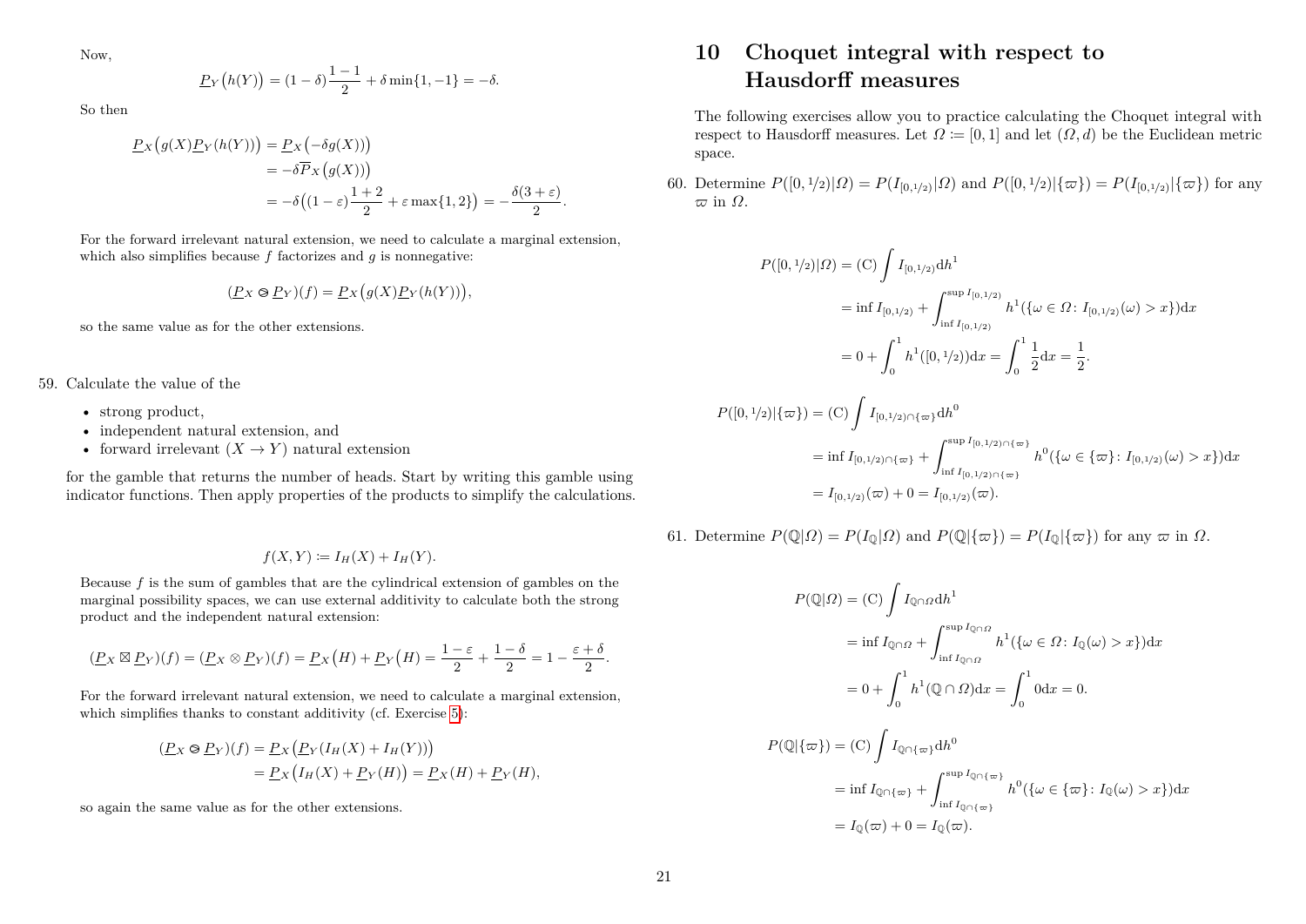Now,

$$\underline{P}_Y\big(h(Y)\big) = (1-\delta)\frac{1-1}{2} + \delta\min\{1,-1\} = -\delta.$$

So then

$$\begin{aligned}\underline{P}_X\big(g(X)\underline{P}_Y(h(Y))\big) &= \underline{P}_X\big(-\delta g(X)\big)\\ &= -\delta\overline{P}_X\big(g(X)\big)\\ &= -\delta\big((1-\varepsilon)\frac{1+2}{2} + \varepsilon\max\{1,2\}\big) = -\frac{\delta(3+\varepsilon)}{2}.\end{aligned}$$

For the forward irrelevant natural extension, we need to calculate a marginal extension, which also simplifies because $f$ factorizes and $g$ is nonnegative:

$$(\underline{P}_X \circledcirc \underline{P}_Y)(f) = \underline{P}_X\big(g(X)\underline{P}_Y(h(Y))\big),$$

so the same value as for the other extensions.

59. Calculate the value of the

- strong product,
- independent natural extension, and
- forward irrelevant $(X \to Y)$ natural extension

for the gamble that returns the number of heads. Start by writing this gamble using indicator functions. Then apply properties of the products to simplify the calculations.

$$f(X,Y) := I_H(X) + I_H(Y).$$

Because $f$ is the sum of gambles that are the cylindrical extension of gambles on the marginal possibility spaces, we can use external additivity to calculate both the strong product and the independent natural extension:

$$(\underline{P}_X \boxtimes \underline{P}_Y)(f) = (\underline{P}_X \otimes \underline{P}_Y)(f) = \underline{P}_X\big(H\big) + \underline{P}_Y\big(H\big) = \frac{1-\varepsilon}{2} + \frac{1-\delta}{2} = 1 - \frac{\varepsilon+\delta}{2}.$$

For the forward irrelevant natural extension, we need to calculate a marginal extension, which simplifies thanks to constant additivity (cf. Exercise 5):

$$\begin{aligned}(\underline{P}_X \circledcirc \underline{P}_Y)(f) &= \underline{P}_X\big(\underline{P}_Y(I_H(X) + I_H(Y))\big)\\ &= \underline{P}_X\big(I_H(X) + \underline{P}_Y(H)\big) = \underline{P}_X(H) + \underline{P}_Y(H),\end{aligned}$$

so again the same value as for the other extensions.

# 10 Choquet integral with respect to Hausdorff measures

The following exercises allow you to practice calculating the Choquet integral with respect to Hausdorff measures. Let $\Omega := [0,1]$ and let $(\Omega, d)$ be the Euclidean metric space.

60. Determine $P([0,1/2)|\Omega) = P(I_{[0,1/2)}|\Omega)$ and $P([0,1/2)|\{\varpi\}) = P(I_{[0,1/2)}|\{\varpi\})$ for any $\varpi$ in $\Omega$.

$$\begin{aligned}P([0,1/2)|\Omega) &= (\mathrm{C})\int I_{[0,1/2)}\mathrm{d}h^1\\ &= \inf I_{[0,1/2)} + \int_{\inf I_{[0,1/2)}}^{\sup I_{[0,1/2)}} h^1(\{\omega\in\Omega\colon I_{[0,1/2)}(\omega) > x\})\mathrm{d}x\\ &= 0 + \int_0^1 h^1([0,1/2))\mathrm{d}x = \int_0^1 \frac{1}{2}\mathrm{d}x = \frac{1}{2}.\end{aligned}$$

$$\begin{aligned}P([0,1/2)|\{\varpi\}) &= (\mathrm{C})\int I_{[0,1/2)\cap\{\varpi\}}\mathrm{d}h^0\\ &= \inf I_{[0,1/2)\cap\{\varpi\}} + \int_{\inf I_{[0,1/2)\cap\{\varpi\}}}^{\sup I_{[0,1/2)\cap\{\varpi\}}} h^0(\{\omega\in\{\varpi\}\colon I_{[0,1/2)}(\omega) > x\})\mathrm{d}x\\ &= I_{[0,1/2)}(\varpi) + 0 = I_{[0,1/2)}(\varpi).\end{aligned}$$

61. Determine $P(\mathbb{Q}|\Omega) = P(I_{\mathbb{Q}}|\Omega)$ and $P(\mathbb{Q}|\{\varpi\}) = P(I_{\mathbb{Q}}|\{\varpi\})$ for any $\varpi$ in $\Omega$.

$$\begin{aligned}P(\mathbb{Q}|\Omega) &= (\mathrm{C})\int I_{\mathbb{Q}\cap\Omega}\mathrm{d}h^1\\ &= \inf I_{\mathbb{Q}\cap\Omega} + \int_{\inf I_{\mathbb{Q}\cap\Omega}}^{\sup I_{\mathbb{Q}\cap\Omega}} h^1(\{\omega\in\Omega\colon I_{\mathbb{Q}}(\omega) > x\})\mathrm{d}x\\ &= 0 + \int_0^1 h^1(\mathbb{Q}\cap\Omega)\mathrm{d}x = \int_0^1 0\mathrm{d}x = 0.\end{aligned}$$

$$\begin{aligned}P(\mathbb{Q}|\{\varpi\}) &= (\mathrm{C})\int I_{\mathbb{Q}\cap\{\varpi\}}\mathrm{d}h^0\\ &= \inf I_{\mathbb{Q}\cap\{\varpi\}} + \int_{\inf I_{\mathbb{Q}\cap\{\varpi\}}}^{\sup I_{\mathbb{Q}\cap\{\varpi\}}} h^0(\{\omega\in\{\varpi\}\colon I_{\mathbb{Q}}(\omega) > x\})\mathrm{d}x\\ &= I_{\mathbb{Q}}(\varpi) + 0 = I_{\mathbb{Q}}(\varpi).\end{aligned}$$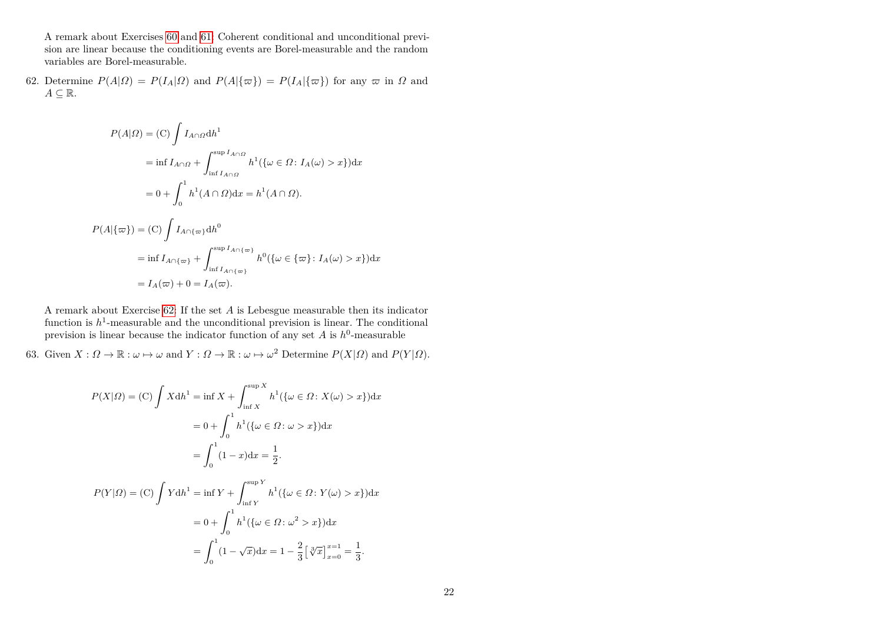A remark about Exercises 60 and 61: Coherent conditional and unconditional prevision are linear because the conditioning events are Borel-measurable and the random variables are Borel-measurable.

62. Determine $P(A|\Omega) = P(I_A|\Omega)$ and $P(A|\{\varpi\}) = P(I_A|\{\varpi\})$ for any $\varpi$ in $\Omega$ and $A \subseteq \mathbb{R}$.

$$
\begin{aligned}
P(A|\Omega) &= (\mathrm{C}) \int I_{A\cap\Omega} \mathrm{d}h^1 \\
&= \inf I_{A\cap\Omega} + \int_{\inf I_{A\cap\Omega}}^{\sup I_{A\cap\Omega}} h^1(\{\omega \in \Omega \colon I_A(\omega) > x\})\mathrm{d}x \\
&= 0 + \int_0^1 h^1(A \cap \Omega)\mathrm{d}x = h^1(A \cap \Omega).
\end{aligned}
$$

$$
\begin{aligned}
P(A|\{\varpi\}) &= (\mathrm{C}) \int I_{A\cap\{\varpi\}} \mathrm{d}h^0 \\
&= \inf I_{A\cap\{\varpi\}} + \int_{\inf I_{A\cap\{\varpi\}}}^{\sup I_{A\cap\{\varpi\}}} h^0(\{\omega \in \{\varpi\} \colon I_A(\omega) > x\})\mathrm{d}x \\
&= I_A(\varpi) + 0 = I_A(\varpi).
\end{aligned}
$$

A remark about Exercise 62: If the set $A$ is Lebesgue measurable then its indicator function is $h^1$-measurable and the unconditional prevision is linear. The conditional prevision is linear because the indicator function of any set $A$ is $h^0$-measurable

63. Given $X : \Omega \to \mathbb{R} : \omega \mapsto \omega$ and $Y : \Omega \to \mathbb{R} : \omega \mapsto \omega^2$ Determine $P(X|\Omega)$ and $P(Y|\Omega)$.

$$
\begin{aligned}
P(X|\Omega) = (\mathrm{C}) \int X \mathrm{d}h^1 &= \inf X + \int_{\inf X}^{\sup X} h^1(\{\omega \in \Omega \colon X(\omega) > x\})\mathrm{d}x \\
&= 0 + \int_0^1 h^1(\{\omega \in \Omega \colon \omega > x\})\mathrm{d}x \\
&= \int_0^1 (1 - x)\mathrm{d}x = \frac{1}{2}.
\end{aligned}
$$

$$
\begin{aligned}
P(Y|\Omega) = (\mathrm{C}) \int Y \mathrm{d}h^1 &= \inf Y + \int_{\inf Y}^{\sup Y} h^1(\{\omega \in \Omega \colon Y(\omega) > x\})\mathrm{d}x \\
&= 0 + \int_0^1 h^1(\{\omega \in \Omega \colon \omega^2 > x\})\mathrm{d}x \\
&= \int_0^1 (1 - \sqrt{x})\mathrm{d}x = 1 - \frac{2}{3}\left[\sqrt[3]{x}\right]_{x=0}^{x=1} = \frac{1}{3}.
\end{aligned}
$$